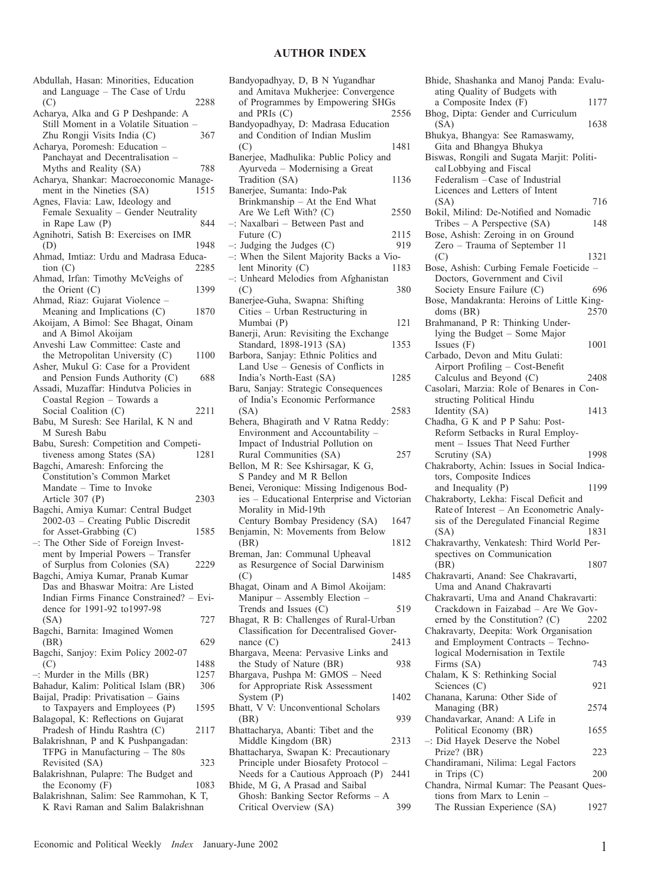# AUTHOR INDEX

Abdullah, Hasan: Minorities, Education and Language – The Case of Urdu (C) 2288

Acharya, Alka and G P Deshpande: A Still Moment in a Volatile Situation – Zhu Rongji Visits India (C) 367

Acharya, Poromesh: Education – Panchayat and Decentralisation – Myths and Reality (SA) 788

Acharya, Shankar: Macroeconomic Management in the Nineties (SA) 1515

Agnes, Flavia: Law, Ideology and Female Sexuality – Gender Neutrality in Rape Law (P) 844

Agnihotri, Satish B: Exercises on IMR (D) 1948

Ahmad, Imtiaz: Urdu and Madrasa Education (C) 2285

Ahmad, Irfan: Timothy McVeighs of the Orient (C) 1399

Ahmad, Riaz: Gujarat Violence – Meaning and Implications (C) 1870

Akoijam, A Bimol: See Bhagat, Oinam and A Bimol Akoijam

Anveshi Law Committee: Caste and the Metropolitan University (C) 1100

Asher, Mukul G: Case for a Provident and Pension Funds Authority (C) 688

Assadi, Muzaffar: Hindutva Policies in Coastal Region – Towards a Social Coalition (C) 2211

Babu, M Suresh: See Harilal, K N and M Suresh Babu

Babu, Suresh: Competition and Competitiveness among States (SA) 1281

Bagchi, Amaresh: Enforcing the Constitution's Common Market Mandate – Time to Invoke Article 307 (P) 2303

Bagchi, Amiya Kumar: Central Budget 2002-03 – Creating Public Discredit for Asset-Grabbing (C) 1585

–: The Other Side of Foreign Investment by Imperial Powers – Transfer of Surplus from Colonies (SA) 2229

Bagchi, Amiya Kumar, Pranab Kumar Das and Bhaswar Moitra: Are Listed Indian Firms Finance Constrained? – Evidence for 1991-92 to1997-98 (SA) 727

Bagchi, Barnita: Imagined Women (BR) 629

Bagchi, Sanjoy: Exim Policy 2002-07 (C) 1488

–: Murder in the Mills (BR) 1257

Bahadur, Kalim: Political Islam (BR) 306

Baijal, Pradip: Privatisation – Gains to Taxpayers and Employees (P) 1595

Balagopal, K: Reflections on Gujarat Pradesh of Hindu Rashtra (C) 2117

Balakrishnan, P and K Pushpangadan: TFPG in Manufacturing – The 80s Revisited (SA) 323

Balakrishnan, Pulapre: The Budget and the Economy (F) 1083

Balakrishnan, Salim: See Rammohan, K T, K Ravi Raman and Salim Balakrishnan

Bandyopadhyay, D, B N Yugandhar and Amitava Mukherjee: Convergence of Programmes by Empowering SHGs and PRIs (C) 2556

Bandyopadhyay, D: Madrasa Education and Condition of Indian Muslim (C) 1481

Banerjee, Madhulika: Public Policy and Ayurveda – Modernising a Great Tradition (SA) 1136

Banerjee, Sumanta: Indo-Pak Brinkmanship – At the End What Are We Left With? (C) 2550

–: Naxalbari – Between Past and Future (C) 2115

–: Judging the Judges (C) 919

–: When the Silent Majority Backs a Violent Minority (C) 1183

–: Unheard Melodies from Afghanistan (C) 380

Banerjee-Guha, Swapna: Shifting Cities – Urban Restructuring in Mumbai (P) 121

Banerji, Arun: Revisiting the Exchange Standard, 1898-1913 (SA) 1353

Barbora, Sanjay: Ethnic Politics and Land Use – Genesis of Conflicts in India's North-East (SA) 1285

Baru, Sanjay: Strategic Consequences of India's Economic Performance (SA) 2583

Behera, Bhagirath and V Ratna Reddy: Environment and Accountability – Impact of Industrial Pollution on Rural Communities (SA) 257

Bellon, M R: See Kshirsagar, K G, S Pandey and M R Bellon

Benei, Veronique: Missing Indigenous Bodies – Educational Enterprise and Victorian Morality in Mid-19th Century Bombay Presidency (SA) 1647

Benjamin, N: Movements from Below (BR) 1812

Breman, Jan: Communal Upheaval as Resurgence of Social Darwinism (C) 1485

Bhagat, Oinam and A Bimol Akoijam: Manipur – Assembly Election – Trends and Issues (C) 519

Bhagat, R B: Challenges of Rural-Urban Classification for Decentralised Governance (C) 2413

Bhargava, Meena: Pervasive Links and the Study of Nature (BR) 938

Bhargava, Pushpa M: GMOS – Need for Appropriate Risk Assessment System (P) 1402

Bhatt, V V: Unconventional Scholars (BR) 939

Bhattacharya, Abanti: Tibet and the Middle Kingdom (BR) 2313

Bhattacharya, Swapan K: Precautionary Principle under Biosafety Protocol – Needs for a Cautious Approach (P) 2441

Bhide, M G, A Prasad and Saibal Ghosh: Banking Sector Reforms – A Critical Overview (SA) 399

Bhide, Shashanka and Manoj Panda: Evaluating Quality of Budgets with a Composite Index (F) 1177

Bhog, Dipta: Gender and Curriculum (SA) 1638

Bhukya, Bhangya: See Ramaswamy, Gita and Bhangya Bhukya

Biswas, Rongili and Sugata Marjit: Political Lobbying and Fiscal Federalism – Case of Industrial Licences and Letters of Intent (SA) 716

Bokil, Milind: De-Notified and Nomadic Tribes – A Perspective (SA) 148

Bose, Ashish: Zeroing in on Ground Zero – Trauma of September 11 (C) 1321

Bose, Ashish: Curbing Female Foeticide – Doctors, Government and Civil Society Ensure Failure (C) 696

Bose, Mandakranta: Heroins of Little Kingdoms (BR) 2570

Brahmanand, P R: Thinking Underlying the Budget – Some Major Issues (F) 1001

Carbado, Devon and Mitu Gulati: Airport Profiling – Cost-Benefit Calculus and Beyond (C) 2408

Casolari, Marzia: Role of Benares in Constructing Political Hindu Identity (SA) 1413

Chadha, G K and P P Sahu: Post-Reform Setbacks in Rural Employment – Issues That Need Further Scrutiny (SA) 1998

Chakraborty, Achin: Issues in Social Indicators, Composite Indices and Inequality (P) 1199

Chakraborty, Lekha: Fiscal Deficit and Rate of Interest – An Econometric Analysis of the Deregulated Financial Regime (SA) 1831

Chakravarthy, Venkatesh: Third World Perspectives on Communication (BR) 1807

Chakravarti, Anand: See Chakravarti, Uma and Anand Chakravarti

Chakravarti, Uma and Anand Chakravarti: Crackdown in Faizabad – Are We Governed by the Constitution? (C) 2202

Chakravarty, Deepita: Work Organisation and Employment Contracts – Technological Modernisation in Textile Firms (SA) 743

Chalam, K S: Rethinking Social Sciences (C) 921

Chanana, Karuna: Other Side of Managing (BR) 2574

Chandavarkar, Anand: A Life in Political Economy (BR) 1655

–: Did Hayek Deserve the Nobel Prize? (BR) 223

Chandiramani, Nilima: Legal Factors in Trips (C) 200

Chandra, Nirmal Kumar: The Peasant Questions from Marx to Lenin – The Russian Experience (SA) 1927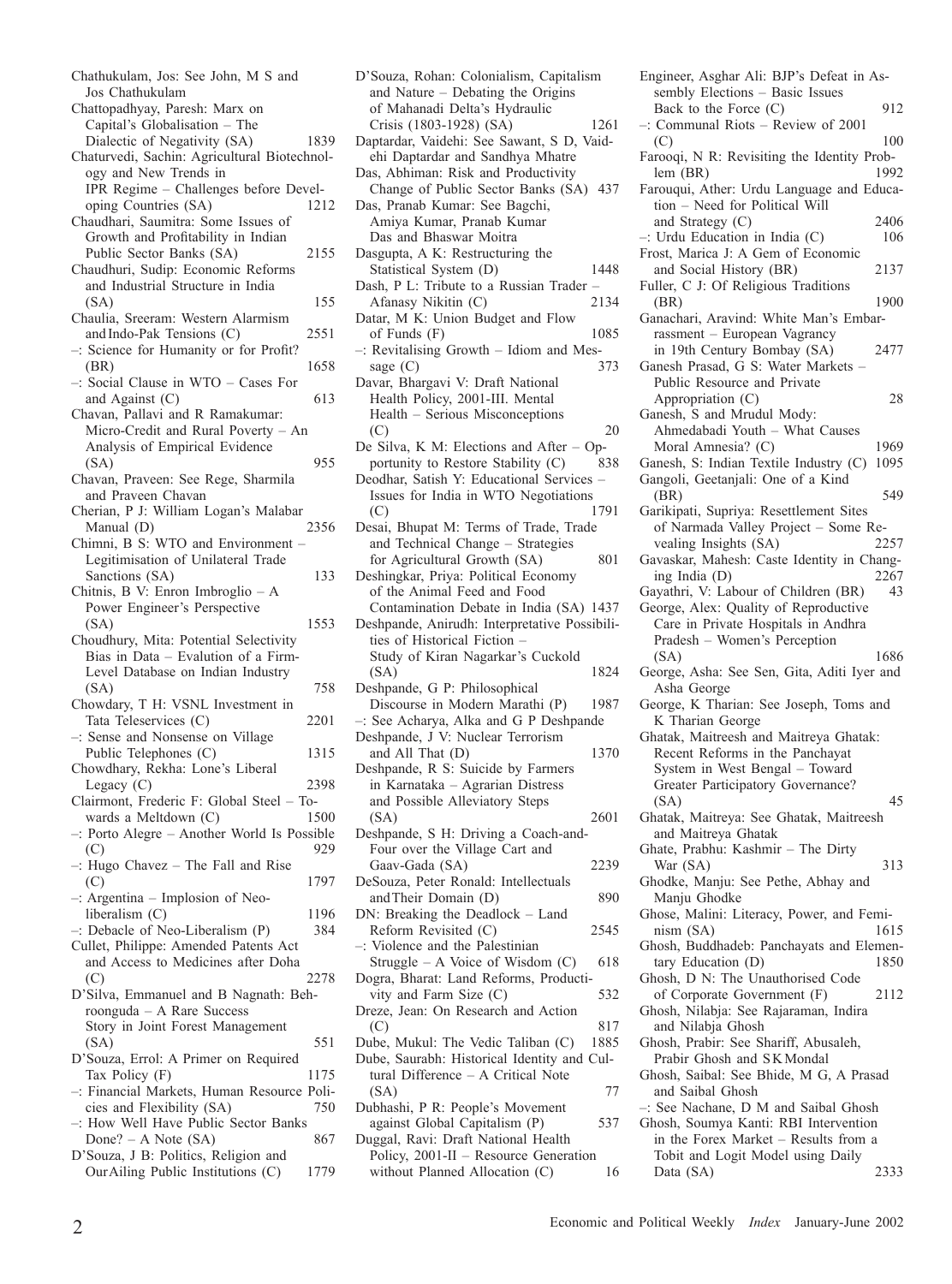Chathukulam, Jos: See John, M S and Jos Chathukulam

Chattopadhyay, Paresh: Marx on Capital's Globalisation – The Dialectic of Negativity (SA) 1839

Chaturvedi, Sachin: Agricultural Biotechnology and New Trends in IPR Regime – Challenges before Developing Countries (SA) 1212

Chaudhari, Saumitra: Some Issues of Growth and Profitability in Indian Public Sector Banks (SA) 2155

Chaudhuri, Sudip: Economic Reforms and Industrial Structure in India (SA) 155

Chaulia, Sreeram: Western Alarmism and Indo-Pak Tensions (C) 2551

–: Science for Humanity or for Profit? (BR) 1658

–: Social Clause in WTO – Cases For and Against (C) 613

Chavan, Pallavi and R Ramakumar: Micro-Credit and Rural Poverty – An Analysis of Empirical Evidence (SA) 955

Chavan, Praveen: See Rege, Sharmila and Praveen Chavan

Cherian, P J: William Logan's Malabar Manual (D) 2356

Chimni, B S: WTO and Environment – Legitimisation of Unilateral Trade Sanctions (SA) 133

Chitnis, B V: Enron Imbroglio – A Power Engineer's Perspective (SA) 1553

Choudhury, Mita: Potential Selectivity Bias in Data – Evalution of a Firm-Level Database on Indian Industry (SA) 758

Chowdary, T H: VSNL Investment in Tata Teleservices (C) 2201

–: Sense and Nonsense on Village Public Telephones (C) 1315

Chowdhary, Rekha: Lone's Liberal Legacy (C) 2398

Clairmont, Frederic F: Global Steel – Towards a Meltdown (C) 1500

–: Porto Alegre – Another World Is Possible (C) 929

–: Hugo Chavez – The Fall and Rise (C) 1797

–: Argentina – Implosion of Neo-liberalism (C) 1196

–: Debacle of Neo-Liberalism (P) 384

Cullet, Philippe: Amended Patents Act and Access to Medicines after Doha (C) 2278

D'Silva, Emmanuel and B Nagnath: Behroonguda – A Rare Success Story in Joint Forest Management (SA) 551

D'Souza, Errol: A Primer on Required Tax Policy (F) 1175

–: Financial Markets, Human Resource Policies and Flexibility (SA) 750

–: How Well Have Public Sector Banks Done? – A Note (SA) 867

D'Souza, J B: Politics, Religion and Our Ailing Public Institutions (C) 1779

D'Souza, Rohan: Colonialism, Capitalism and Nature – Debating the Origins of Mahanadi Delta's Hydraulic Crisis (1803-1928) (SA) 1261

Daptardar, Vaidehi: See Sawant, S D, Vaidehi Daptardar and Sandhya Mhatre

Das, Abhiman: Risk and Productivity Change of Public Sector Banks (SA) 437

Das, Pranab Kumar: See Bagchi, Amiya Kumar, Pranab Kumar Das and Bhaswar Moitra

Dasgupta, A K: Restructuring the Statistical System (D) 1448

Dash, P L: Tribute to a Russian Trader – Afanasy Nikitin (C) 2134

Datar, M K: Union Budget and Flow of Funds (F) 1085

–: Revitalising Growth – Idiom and Message (C) 373

Davar, Bhargavi V: Draft National Health Policy, 2001-III. Mental Health – Serious Misconceptions (C) 20

De Silva, K M: Elections and After – Opportunity to Restore Stability (C) 838

Deodhar, Satish Y: Educational Services – Issues for India in WTO Negotiations (C) 1791

Desai, Bhupat M: Terms of Trade, Trade and Technical Change – Strategies for Agricultural Growth (SA) 801

Deshingkar, Priya: Political Economy of the Animal Feed and Food Contamination Debate in India (SA) 1437

Deshpande, Anirudh: Interpretative Possibilities of Historical Fiction – Study of Kiran Nagarkar's Cuckold (SA) 1824

Deshpande, G P: Philosophical Discourse in Modern Marathi (P) 1987

–: See Acharya, Alka and G P Deshpande

Deshpande, J V: Nuclear Terrorism and All That (D) 1370

Deshpande, R S: Suicide by Farmers in Karnataka – Agrarian Distress and Possible Alleviatory Steps (SA) 2601

Deshpande, S H: Driving a Coach-and-Four over the Village Cart and Gaav-Gada (SA) 2239

DeSouza, Peter Ronald: Intellectuals and Their Domain (D) 890

DN: Breaking the Deadlock – Land Reform Revisited (C) 2545

–: Violence and the Palestinian Struggle – A Voice of Wisdom (C) 618

Dogra, Bharat: Land Reforms, Productivity and Farm Size (C) 532

Dreze, Jean: On Research and Action (C) 817

Dube, Mukul: The Vedic Taliban (C) 1885

Dube, Saurabh: Historical Identity and Cultural Difference – A Critical Note (SA) 77

Dubhashi, P R: People's Movement against Global Capitalism (P) 537

Duggal, Ravi: Draft National Health Policy, 2001-II – Resource Generation without Planned Allocation (C) 16

Engineer, Asghar Ali: BJP's Defeat in Assembly Elections – Basic Issues Back to the Force (C) 912

–: Communal Riots – Review of 2001 (C) 100

Farooqi, N R: Revisiting the Identity Problem (BR) 1992

Farouqui, Ather: Urdu Language and Education – Need for Political Will and Strategy (C) 2406

–: Urdu Education in India (C) 106

Frost, Marica J: A Gem of Economic and Social History (BR) 2137

Fuller, C J: Of Religious Traditions (BR) 1900

Ganachari, Aravind: White Man's Embarrassment – European Vagrancy in 19th Century Bombay (SA) 2477

Ganesh Prasad, G S: Water Markets – Public Resource and Private Appropriation (C) 28

Ganesh, S and Mrudul Mody: Ahmedabadi Youth – What Causes Moral Amnesia? (C) 1969

Ganesh, S: Indian Textile Industry (C) 1095

Gangoli, Geetanjali: One of a Kind (BR) 549

Garikipati, Supriya: Resettlement Sites of Narmada Valley Project – Some Revealing Insights (SA) 2257

Gavaskar, Mahesh: Caste Identity in Changing India (D) 2267

Gayathri, V: Labour of Children (BR) 43

George, Alex: Quality of Reproductive Care in Private Hospitals in Andhra Pradesh – Women's Perception (SA) 1686

George, Asha: See Sen, Gita, Aditi Iyer and Asha George

George, K Tharian: See Joseph, Toms and K Tharian George

Ghatak, Maitreesh and Maitreya Ghatak: Recent Reforms in the Panchayat System in West Bengal – Toward Greater Participatory Governance? (SA) 45

Ghatak, Maitreya: See Ghatak, Maitreesh and Maitreya Ghatak

Ghate, Prabhu: Kashmir – The Dirty War (SA) 313

Ghodke, Manju: See Pethe, Abhay and Manju Ghodke

Ghose, Malini: Literacy, Power, and Feminism (SA) 1615

Ghosh, Buddhadeb: Panchayats and Elementary Education (D) 1850

Ghosh, D N: The Unauthorised Code of Corporate Government (F) 2112

Ghosh, Nilabja: See Rajaraman, Indira and Nilabja Ghosh

Ghosh, Prabir: See Shariff, Abusaleh, Prabir Ghosh and SK Mondal

Ghosh, Saibal: See Bhide, M G, A Prasad and Saibal Ghosh

–: See Nachane, D M and Saibal Ghosh

Ghosh, Soumya Kanti: RBI Intervention in the Forex Market – Results from a Tobit and Logit Model using Daily Data (SA) 2333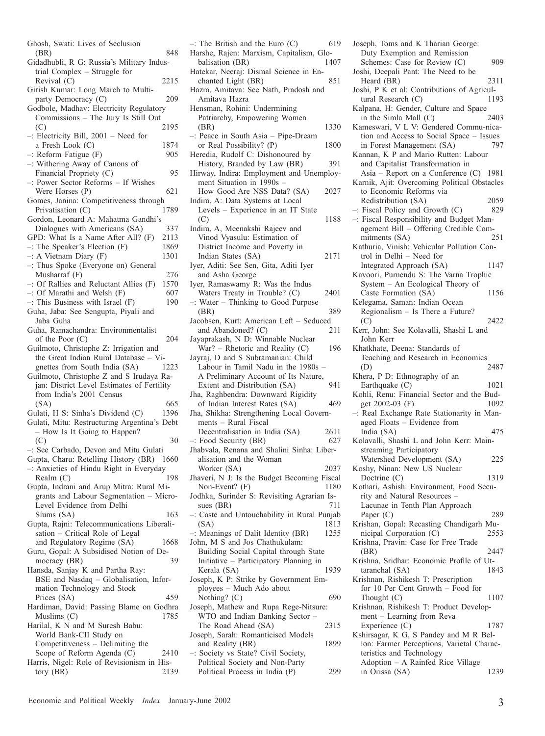Ghosh, Swati: Lives of Seclusion (BR) 848

Gidadhubli, R G: Russia's Military Industrial Complex – Struggle for Revival (C) 2215

Girish Kumar: Long March to Multi-party Democracy (C) 209

Godbole, Madhav: Electricity Regulatory Commissions – The Jury Is Still Out (C) 2195

–: Electricity Bill, 2001 – Need for a Fresh Look (C) 1874

–: Reform Fatigue (F) 905

–: Withering Away of Canons of Financial Propriety (C) 95

–: Power Sector Reforms – If Wishes Were Horses (P) 621

Gomes, Janina: Competitiveness through Privatisation (C) 1789

Gordon, Leonard A: Mahatma Gandhi's Dialogues with Americans (SA) 337

GPD: What Is a Name After All? (F) 2113

–: The Speaker's Election (F) 1869

–: A Vietnam Diary (F) 1301

–: Thus Spoke (Everyone on) General Musharraf (F) 276

–: Of Rallies and Reluctant Allies (F) 1570

–: Of Marathi and Welsh (F) 607

–: This Business with Israel (F) 190

Guha, Jaba: See Sengupta, Piyali and Jaba Guha

Guha, Ramachandra: Environmentalist of the Poor (C) 204

Guilmoto, Christophe Z: Irrigation and the Great Indian Rural Database – Vignettes from South India (SA) 1223

Guilmoto, Christophe Z and S Irudaya Rajan: District Level Estimates of Fertility from India's 2001 Census (SA) 665

Gulati, H S: Sinha's Dividend (C) 1396

Gulati, Mitu: Restructuring Argentina's Debt – How Is It Going to Happen? (C) 30

–: See Carbado, Devon and Mitu Gulati

Gupta, Charu: Retelling History (BR) 1660

–: Anxieties of Hindu Right in Everyday Realm (C) 198

Gupta, Indrani and Arup Mitra: Rural Migrants and Labour Segmentation – Micro-Level Evidence from Delhi Slums (SA) 163

Gupta, Rajni: Telecommunications Liberalisation – Critical Role of Legal and Regulatory Regime (SA) 1668

Guru, Gopal: A Subsidised Notion of Democracy (BR) 39

Hansda, Sanjay K and Partha Ray: BSE and Nasdaq – Globalisation, Information Technology and Stock Prices (SA) 459

Hardiman, David: Passing Blame on Godhra Muslims (C) 1785

Harilal, K N and M Suresh Babu: World Bank-CII Study on Competitiveness – Delimiting the Scope of Reform Agenda (C) 2410

Harris, Nigel: Role of Revisionism in History (BR) 2139

–: The British and the Euro (C) 619

Harshe, Rajen: Marxism, Capitalism, Globalisation (BR) 1407

Hatekar, Neeraj: Dismal Science in Enchanted Light (BR) 851

Hazra, Amitava: See Nath, Pradosh and Amitava Hazra

Hensman, Rohini: Undermining Patriarchy, Empowering Women (BR) 1330

–: Peace in South Asia – Pipe-Dream or Real Possibility? (P) 1800

Heredia, Rudolf C: Dishonoured by History, Branded by Law (BR) 391

Hirway, Indira: Employment and Unemployment Situation in 1990s – How Good Are NSS Data? (SA) 2027

Indira, A: Data Systems at Local Levels – Experience in an IT State (C) 1188

Indira, A, Meenakshi Rajeev and Vinod Vyasulu: Estimation of District Income and Poverty in Indian States (SA) 2171

Iyer, Aditi: See Sen, Gita, Aditi Iyer and Asha George

Iyer, Ramaswamy R: Was the Indus Waters Treaty in Trouble? (C) 2401

–: Water – Thinking to Good Purpose (BR) 389

Jacobsen, Kurt: American Left – Seduced and Abandoned? (C) 211

Jayaprakash, N D: Winnable Nuclear War? – Rhetoric and Reality (C) 196

Jayraj, D and S Subramanian: Child Labour in Tamil Nadu in the 1980s – A Preliminary Account of Its Nature, Extent and Distribution (SA) 941

Jha, Raghbendra: Downward Rigidity of Indian Interest Rates (SA) 469

Jha, Shikha: Strengthening Local Governments – Rural Fiscal Decentralisation in India (SA) 2611

–: Food Security (BR) 627

Jhabvala, Renana and Shalini Sinha: Liberalisation and the Woman Worker (SA) 2037

Jhaveri, N J: Is the Budget Becoming Fiscal Non-Event? (F) 1180

Jodhka, Surinder S: Revisiting Agrarian Issues (BR) 711

–: Caste and Untouchability in Rural Punjab (SA) 1813

–: Meanings of Dalit Identity (BR) 1255

John, M S and Jos Chathukulam: Building Social Capital through State Initiative – Participatory Planning in Kerala (SA) 1939

Joseph, K P: Strike by Government Employees – Much Ado about Nothing? (C) 690

Joseph, Mathew and Rupa Rege-Nitsure: WTO and Indian Banking Sector – The Road Ahead (SA) 2315

Joseph, Sarah: Romanticised Models and Reality (BR) 1899

–: Society vs State? Civil Society, Political Society and Non-Party Political Process in India (P) 299

Joseph, Toms and K Tharian George: Duty Exemption and Remission Schemes: Case for Review (C) 909

Joshi, Deepali Pant: The Need to be Heard (BR) 2311

Joshi, P K et al: Contributions of Agricultural Research (C) 1193

Kalpana, H: Gender, Culture and Space in the Simla Mall (C) 2403

Kameswari, V L V: Gendered Communication and Access to Social Space – Issues in Forest Management (SA) 797

Kannan, K P and Mario Rutten: Labour and Capitalist Transformation in Asia – Report on a Conference (C) 1981

Karnik, Ajit: Overcoming Political Obstacles to Economic Reforms via Redistribution (SA) 2059

–: Fiscal Policy and Growth (C) 829

–: Fiscal Responsibility and Budget Management Bill – Offering Credible Commitments (SA) 251

Kathuria, Vinish: Vehicular Pollution Control in Delhi – Need for Integrated Approach (SA) 1147

Kavoori, Purnendu S: The Varna Trophic System – An Ecological Theory of Caste Formation (SA) 1156

Kelegama, Saman: Indian Ocean Regionalism – Is There a Future? (C) 2422

Kerr, John: See Kolavalli, Shashi L and John Kerr

Khatkhate, Deena: Standards of Teaching and Research in Economics (D) 2487

Khera, P D: Ethnography of an Earthquake (C) 1021

Kohli, Renu: Financial Sector and the Budget 2002-03 (F) 1092

–: Real Exchange Rate Stationarity in Managed Floats – Evidence from India (SA) 475

Kolavalli, Shashi L and John Kerr: Mainstreaming Participatory Watershed Development (SA) 225

Koshy, Ninan: New US Nuclear Doctrine (C) 1319

Kothari, Ashish: Environment, Food Security and Natural Resources – Lacunae in Tenth Plan Approach Paper (C) 289

Krishan, Gopal: Recasting Chandigarh Municipal Corporation (C) 2553

Krishna, Pravin: Case for Free Trade (BR) 2447

Krishna, Sridhar: Economic Profile of Uttaranchal (SA) 1843

Krishnan, Rishikesh T: Prescription for 10 Per Cent Growth – Food for Thought (C) 1107

Krishnan, Rishikesh T: Product Development – Learning from Reva Experience (C) 1787

Kshirsagar, K G, S Pandey and M R Bellon: Farmer Perceptions, Varietal Characteristics and Technology Adoption – A Rainfed Rice Village in Orissa (SA) 1239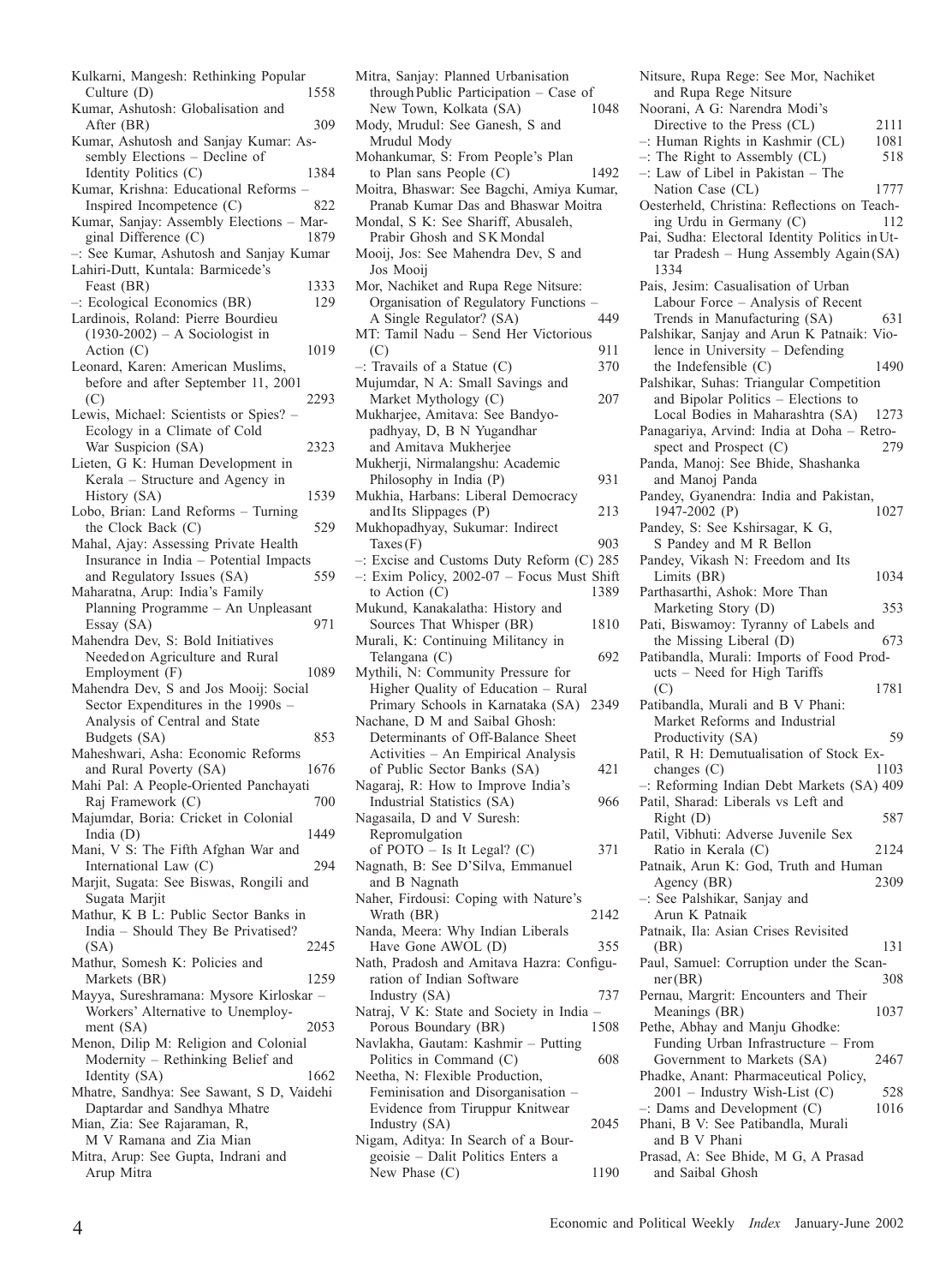Kulkarni, Mangesh: Rethinking Popular Culture (D) 1558

Kumar, Ashutosh: Globalisation and After (BR) 309

Kumar, Ashutosh and Sanjay Kumar: Assembly Elections – Decline of Identity Politics (C) 1384

Kumar, Krishna: Educational Reforms – Inspired Incompetence (C) 822

Kumar, Sanjay: Assembly Elections – Marginal Difference (C) 1879

–: See Kumar, Ashutosh and Sanjay Kumar

Lahiri-Dutt, Kuntala: Barmicede's Feast (BR) 1333

–: Ecological Economics (BR) 129

Lardinois, Roland: Pierre Bourdieu (1930-2002) – A Sociologist in Action (C) 1019

Leonard, Karen: American Muslims, before and after September 11, 2001 (C) 2293

Lewis, Michael: Scientists or Spies? – Ecology in a Climate of Cold War Suspicion (SA) 2323

Lieten, G K: Human Development in Kerala – Structure and Agency in History (SA) 1539

Lobo, Brian: Land Reforms – Turning the Clock Back (C) 529

Mahal, Ajay: Assessing Private Health Insurance in India – Potential Impacts and Regulatory Issues (SA) 559

Maharatna, Arup: India's Family Planning Programme – An Unpleasant Essay (SA) 971

Mahendra Dev, S: Bold Initiatives Needed on Agriculture and Rural Employment (F) 1089

Mahendra Dev, S and Jos Mooij: Social Sector Expenditures in the 1990s – Analysis of Central and State Budgets (SA) 853

Maheshwari, Asha: Economic Reforms and Rural Poverty (SA) 1676

Mahi Pal: A People-Oriented Panchayati Raj Framework (C) 700

Majumdar, Boria: Cricket in Colonial India (D) 1449

Mani, V S: The Fifth Afghan War and International Law (C) 294

Marjit, Sugata: See Biswas, Rongili and Sugata Marjit

Mathur, K B L: Public Sector Banks in India – Should They Be Privatised? (SA) 2245

Mathur, Somesh K: Policies and Markets (BR) 1259

Mayya, Sureshramana: Mysore Kirloskar – Workers' Alternative to Unemployment (SA) 2053

Menon, Dilip M: Religion and Colonial Modernity – Rethinking Belief and Identity (SA) 1662

Mhatre, Sandhya: See Sawant, S D, Vaidehi Daptardar and Sandhya Mhatre

Mian, Zia: See Rajaraman, R, M V Ramana and Zia Mian

Mitra, Arup: See Gupta, Indrani and Arup Mitra

Mitra, Sanjay: Planned Urbanisation through Public Participation – Case of New Town, Kolkata (SA) 1048

Mody, Mrudul: See Ganesh, S and Mrudul Mody

Mohankumar, S: From People's Plan to Plan sans People (C) 1492

Moitra, Bhaswar: See Bagchi, Amiya Kumar, Pranab Kumar Das and Bhaswar Moitra

Mondal, S K: See Shariff, Abusaleh, Prabir Ghosh and S K Mondal

Mooij, Jos: See Mahendra Dev, S and Jos Mooij

Mor, Nachiket and Rupa Rege Nitsure: Organisation of Regulatory Functions – A Single Regulator? (SA) 449

MT: Tamil Nadu – Send Her Victorious (C) 911

–: Travails of a Statue (C) 370

Mujumdar, N A: Small Savings and Market Mythology (C) 207

Mukharjee, Amitava: See Bandyopadhyay, D, B N Yugandhar and Amitava Mukherjee

Mukherji, Nirmalangshu: Academic Philosophy in India (P) 931

Mukhia, Harbans: Liberal Democracy and Its Slippages (P) 213

Mukhopadhyay, Sukumar: Indirect Taxes (F) 903

–: Excise and Customs Duty Reform (C) 285

–: Exim Policy, 2002-07 – Focus Must Shift to Action (C) 1389

Mukund, Kanakalatha: History and Sources That Whisper (BR) 1810

Murali, K: Continuing Militancy in Telangana (C) 692

Mythili, N: Community Pressure for Higher Quality of Education – Rural Primary Schools in Karnataka (SA) 2349

Nachane, D M and Saibal Ghosh: Determinants of Off-Balance Sheet Activities – An Empirical Analysis of Public Sector Banks (SA) 421

Nagaraj, R: How to Improve India's Industrial Statistics (SA) 966

Nagasaila, D and V Suresh: Repromulgation of POTO – Is It Legal? (C) 371

Nagnath, B: See D'Silva, Emmanuel and B Nagnath

Naher, Firdousi: Coping with Nature's Wrath (BR) 2142

Nanda, Meera: Why Indian Liberals Have Gone AWOL (D) 355

Nath, Pradosh and Amitava Hazra: Configuration of Indian Software Industry (SA) 737

Natraj, V K: State and Society in India – Porous Boundary (BR) 1508

Navlakha, Gautam: Kashmir – Putting Politics in Command (C) 608

Neetha, N: Flexible Production, Feminisation and Disorganisation – Evidence from Tiruppur Knitwear Industry (SA) 2045

Nigam, Aditya: In Search of a Bourgeoisie – Dalit Politics Enters a New Phase (C) 1190

Nitsure, Rupa Rege: See Mor, Nachiket and Rupa Rege Nitsure

Noorani, A G: Narendra Modi's Directive to the Press (CL) 2111

–: Human Rights in Kashmir (CL) 1081

–: The Right to Assembly (CL) 518

–: Law of Libel in Pakistan – The Nation Case (CL) 1777

Oesterheld, Christina: Reflections on Teaching Urdu in Germany (C) 112

Pai, Sudha: Electoral Identity Politics in Uttar Pradesh – Hung Assembly Again (SA) 1334

Pais, Jesim: Casualisation of Urban Labour Force – Analysis of Recent Trends in Manufacturing (SA) 631

Palshikar, Sanjay and Arun K Patnaik: Violence in University – Defending the Indefensible (C) 1490

Palshikar, Suhas: Triangular Competition and Bipolar Politics – Elections to Local Bodies in Maharashtra (SA) 1273

Panagariya, Arvind: India at Doha – Retrospect and Prospect (C) 279

Panda, Manoj: See Bhide, Shashanka and Manoj Panda

Pandey, Gyanendra: India and Pakistan, 1947-2002 (P) 1027

Pandey, S: See Kshirsagar, K G, S Pandey and M R Bellon

Pandey, Vikash N: Freedom and Its Limits (BR) 1034

Parthasarthi, Ashok: More Than Marketing Story (D) 353

Pati, Biswamoy: Tyranny of Labels and the Missing Liberal (D) 673

Patibandla, Murali: Imports of Food Products – Need for High Tariffs (C) 1781

Patibandla, Murali and B V Phani: Market Reforms and Industrial Productivity (SA) 59

Patil, R H: Demutualisation of Stock Exchanges (C) 1103

–: Reforming Indian Debt Markets (SA) 409

Patil, Sharad: Liberals vs Left and Right (D) 587

Patil, Vibhuti: Adverse Juvenile Sex Ratio in Kerala (C) 2124

Patnaik, Arun K: God, Truth and Human Agency (BR) 2309

–: See Palshikar, Sanjay and Arun K Patnaik

Patnaik, Ila: Asian Crises Revisited (BR) 131

Paul, Samuel: Corruption under the Scanner (BR) 308

Pernau, Margrit: Encounters and Their Meanings (BR) 1037

Pethe, Abhay and Manju Ghodke: Funding Urban Infrastructure – From Government to Markets (SA) 2467

Phadke, Anant: Pharmaceutical Policy, 2001 – Industry Wish-List (C) 528

–: Dams and Development (C) 1016

Phani, B V: See Patibandla, Murali and B V Phani

Prasad, A: See Bhide, M G, A Prasad and Saibal Ghosh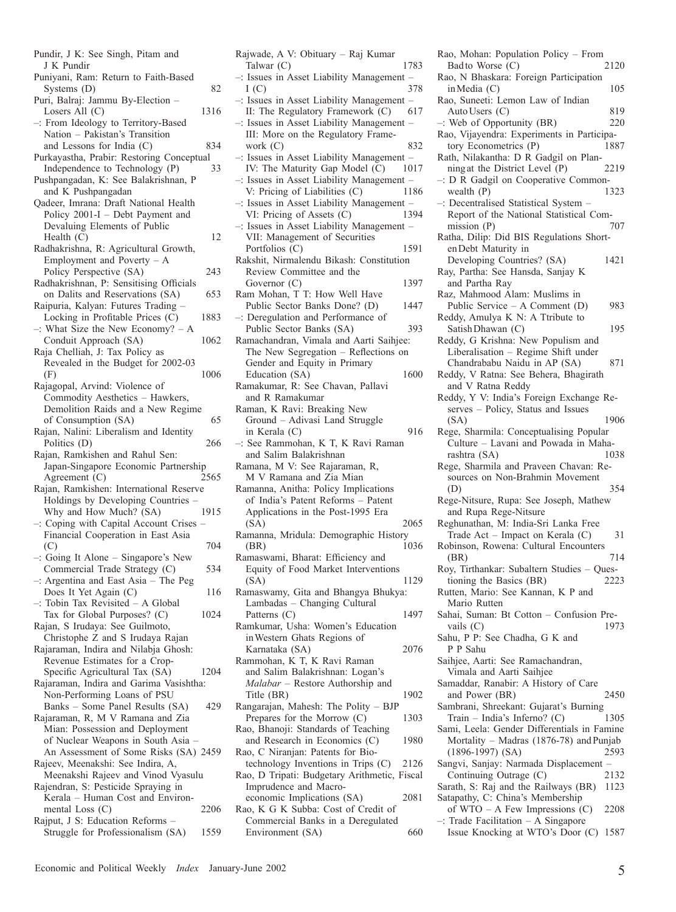Pundir, J K: See Singh, Pitam and J K Pundir

Puniyani, Ram: Return to Faith-Based Systems (D) 82

Puri, Balraj: Jammu By-Election – Losers All (C) 1316

–: From Ideology to Territory-Based Nation – Pakistan's Transition and Lessons for India (C) 834

Purkayastha, Prabir: Restoring Conceptual Independence to Technology (P) 33

Pushpangadan, K: See Balakrishnan, P and K Pushpangadan

Qadeer, Imrana: Draft National Health Policy 2001-I – Debt Payment and Devaluing Elements of Public Health (C) 12

Radhakrishna, R: Agricultural Growth, Employment and Poverty – A Policy Perspective (SA) 243

Radhakrishnan, P: Sensitising Officials on Dalits and Reservations (SA) 653

Raipuria, Kalyan: Futures Trading – Locking in Profitable Prices (C) 1883

–: What Size the New Economy? – A Conduit Approach (SA) 1062

Raja Chelliah, J: Tax Policy as Revealed in the Budget for 2002-03 (F) 1006

Rajagopal, Arvind: Violence of Commodity Aesthetics – Hawkers, Demolition Raids and a New Regime of Consumption (SA) 65

Rajan, Nalini: Liberalism and Identity Politics (D) 266

Rajan, Ramkishen and Rahul Sen: Japan-Singapore Economic Partnership Agreement (C) 2565

Rajan, Ramkishen: International Reserve Holdings by Developing Countries – Why and How Much? (SA) 1915

–: Coping with Capital Account Crises – Financial Cooperation in East Asia (C) 704

–: Going It Alone – Singapore's New Commercial Trade Strategy (C) 534

–: Argentina and East Asia – The Peg Does It Yet Again (C) 116

–: Tobin Tax Revisited – A Global Tax for Global Purposes? (C) 1024

Rajan, S Irudaya: See Guilmoto, Christophe Z and S Irudaya Rajan

Rajaraman, Indira and Nilabja Ghosh: Revenue Estimates for a Crop-Specific Agricultural Tax (SA) 1204

Rajaraman, Indira and Garima Vasishtha: Non-Performing Loans of PSU Banks – Some Panel Results (SA) 429

Rajaraman, R, M V Ramana and Zia Mian: Possession and Deployment of Nuclear Weapons in South Asia – An Assessment of Some Risks (SA) 2459

Rajeev, Meenakshi: See Indira, A, Meenakshi Rajeev and Vinod Vyasulu

Rajendran, S: Pesticide Spraying in Kerala – Human Cost and Environmental Loss (C) 2206

Rajput, J S: Education Reforms – Struggle for Professionalism (SA) 1559

Rajwade, A V: Obituary – Raj Kumar Talwar (C) 1783

–: Issues in Asset Liability Management – I (C) 378

–: Issues in Asset Liability Management – II: The Regulatory Framework (C) 617

–: Issues in Asset Liability Management – III: More on the Regulatory Framework (C) 832

–: Issues in Asset Liability Management – IV: The Maturity Gap Model (C) 1017

–: Issues in Asset Liability Management – V: Pricing of Liabilities (C) 1186

–: Issues in Asset Liability Management – VI: Pricing of Assets (C) 1394

–: Issues in Asset Liability Management – VII: Management of Securities Portfolios (C) 1591

Rakshit, Nirmalendu Bikash: Constitution Review Committee and the Governor (C) 1397

Ram Mohan, T T: How Well Have Public Sector Banks Done? (D) 1447

–: Deregulation and Performance of Public Sector Banks (SA) 393

Ramachandran, Vimala and Aarti Saihjee: The New Segregation – Reflections on Gender and Equity in Primary Education (SA) 1600

Ramakumar, R: See Chavan, Pallavi and R Ramakumar

Raman, K Ravi: Breaking New Ground – Adivasi Land Struggle in Kerala (C) 916

–: See Rammohan, K T, K Ravi Raman and Salim Balakrishnan

Ramana, M V: See Rajaraman, R, M V Ramana and Zia Mian

Ramanna, Anitha: Policy Implications of India's Patent Reforms – Patent Applications in the Post-1995 Era (SA) 2065

Ramanna, Mridula: Demographic History (BR) 1036

Ramaswami, Bharat: Efficiency and Equity of Food Market Interventions (SA) 1129

Ramaswamy, Gita and Bhangya Bhukya: Lambadas – Changing Cultural Patterns (C) 1497

Ramkumar, Usha: Women's Education in Western Ghats Regions of Karnataka (SA) 2076

Rammohan, K T, K Ravi Raman and Salim Balakrishnan: Logan's *Malabar* – Restore Authorship and Title (BR) 1902

Rangarajan, Mahesh: The Polity – BJP Prepares for the Morrow (C) 1303

Rao, Bhanoji: Standards of Teaching and Research in Economics (C) 1980

Rao, C Niranjan: Patents for Biotechnology Inventions in Trips (C) 2126

Rao, D Tripati: Budgetary Arithmetic, Fiscal Imprudence and Macroeconomic Implications (SA) 2081

Rao, K G K Subba: Cost of Credit of Commercial Banks in a Deregulated Environment (SA) 660

Rao, Mohan: Population Policy – From Bad to Worse (C) 2120

Rao, N Bhaskara: Foreign Participation in Media (C) 105

Rao, Suneeti: Lemon Law of Indian Auto Users (C) 819

–: Web of Opportunity (BR) 220

Rao, Vijayendra: Experiments in Participatory Econometrics (P) 1887

Rath, Nilakantha: D R Gadgil on Planning at the District Level (P) 2219

–: D R Gadgil on Cooperative Commonwealth (P) 1323

–: Decentralised Statistical System – Report of the National Statistical Commission (P) 707

Ratha, Dilip: Did BIS Regulations Shorten Debt Maturity in Developing Countries? (SA) 1421

Ray, Partha: See Hansda, Sanjay K and Partha Ray

Raz, Mahmood Alam: Muslims in Public Service – A Comment (D) 983

Reddy, Amulya K N: A Ttribute to Satish Dhawan (C) 195

Reddy, G Krishna: New Populism and Liberalisation – Regime Shift under Chandrababu Naidu in AP (SA) 871

Reddy, V Ratna: See Behera, Bhagirath and V Ratna Reddy

Reddy, Y V: India's Foreign Exchange Reserves – Policy, Status and Issues (SA) 1906

Rege, Sharmila: Conceptualising Popular Culture – Lavani and Powada in Maharashtra (SA) 1038

Rege, Sharmila and Praveen Chavan: Resources on Non-Brahmin Movement (D) 354

Rege-Nitsure, Rupa: See Joseph, Mathew and Rupa Rege-Nitsure

Reghunathan, M: India-Sri Lanka Free Trade Act – Impact on Kerala (C) 31

Robinson, Rowena: Cultural Encounters (BR) 714

Roy, Tirthankar: Subaltern Studies – Questioning the Basics (BR) 2223

Rutten, Mario: See Kannan, K P and Mario Rutten

Sahai, Suman: Bt Cotton – Confusion Prevails (C) 1973

Sahu, P P: See Chadha, G K and P P Sahu

Saihjee, Aarti: See Ramachandran, Vimala and Aarti Saihjee

Samaddar, Ranabir: A History of Care and Power (BR) 2450

Sambrani, Shreekant: Gujarat's Burning Train – India's Inferno? (C) 1305

Sami, Leela: Gender Differentials in Famine Mortality – Madras (1876-78) and Punjab (1896-1997) (SA) 2593

Sangvi, Sanjay: Narmada Displacement – Continuing Outrage (C) 2132

Sarath, S: Raj and the Railways (BR) 1123

Satapathy, C: China's Membership of WTO – A Few Impressions (C) 2208

–: Trade Facilitation – A Singapore Issue Knocking at WTO's Door (C) 1587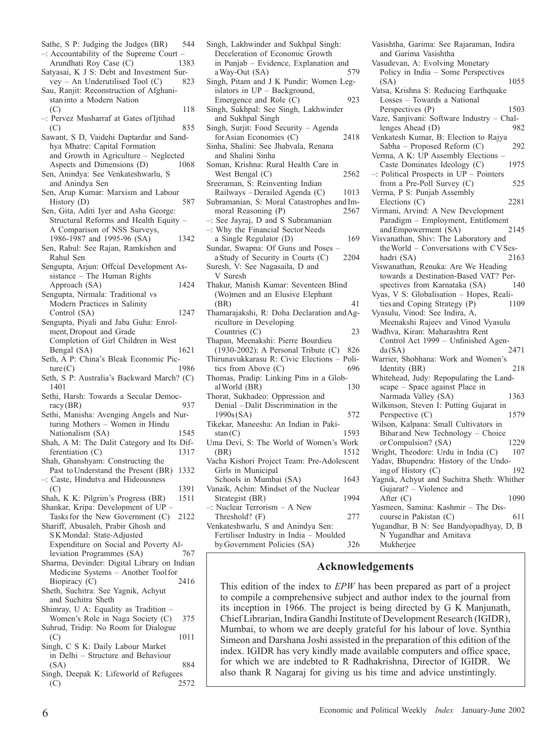Sathe, S P: Judging the Judges (BR) 544

–: Accountability of the Supreme Court – Arundhati Roy Case (C) 1383

Satyasai, K J S: Debt and Investment Survey – An Underutilised Tool (C) 823

Sau, Ranjit: Reconstruction of Afghanistan into a Modern Nation (C) 118

–: Pervez Musharraf at Gates of Ijtihad (C) 835

Sawant, S D, Vaidehi Daptardar and Sandhya Mhatre: Capital Formation and Growth in Agriculture – Neglected Aspects and Dimensions (D) 1068

Sen, Anindya: See Venkateshwarlu, S and Anindya Sen

Sen, Arup Kumar: Marxism and Labour History (D) 587

Sen, Gita, Aditi Iyer and Asha George: Structural Reforms and Health Equity – A Comparison of NSS Surveys, 1986-1987 and 1995-96 (SA) 1342

Sen, Rahul: See Rajan, Ramkishen and Rahul Sen

Sengupta, Arjun: Offcial Development Assistance – The Human Rights Approach (SA) 1424

Sengupta, Nirmala: Traditional vs Modern Practices in Salinity Control (SA) 1247

Sengupta, Piyali and Jaba Guha: Enrolment, Dropout and Grade Completion of Girl Children in West Bengal (SA) 1621

Seth, A P: China's Bleak Economic Picture (C) 1986

Seth, S P: Australia's Backward March? (C) 1401

Sethi, Harsh: Towards a Secular Democracy (BR) 937

Sethi, Manisha: Avenging Angels and Nurturing Mothers – Women in Hindu Nationalism (SA) 1545

Shah, A M: The Dalit Category and Its Differentiation (C) 1317

Shah, Ghanshyam: Constructing the Past to Understand the Present (BR) 1332

–: Caste, Hindutva and Hideousness (C) 1391

Shah, K K: Pilgrim's Progress (BR) 1511

Shankar, Kripa: Development of UP – Tasks for the New Government (C) 2122

Shariff, Abusaleh, Prabir Ghosh and S K Mondal: State-Adjusted Expenditure on Social and Poverty Alleviation Programmes (SA) 767

Sharma, Devinder: Digital Library on Indian Medicine Systems – Another Tool for Biopiracy (C) 2416

Sheth, Suchitra: See Yagnik, Achyut and Suchitra Sheth

Shimray, U A: Equality as Tradition – Women's Role in Naga Society (C) 375

Suhrud, Tridip: No Room for Dialogue (C) 1011

Singh, C S K: Daily Labour Market in Delhi – Structure and Behaviour (SA) 884

Singh, Deepak K: Lifeworld of Refugees (C) 2572

Singh, Lakhwinder and Sukhpal Singh: Deceleration of Economic Growth in Punjab – Evidence, Explanation and a Way-Out (SA) 579

Singh, Pitam and J K Pundir: Women Legislators in UP – Background, Emergence and Role (C) 923

Singh, Sukhpal: See Singh, Lakhwinder and Sukhpal Singh

Singh, Surjit: Food Security – Agenda for Asian Economies (C) 2418

Sinha, Shalini: See Jhabvala, Renana and Shalini Sinha

Soman, Krishna: Rural Health Care in West Bengal (C) 2562

Sreeraman, S: Reinventing Indian Railways – Derailed Agenda (C) 1013

Subramanian, S: Moral Catastrophes and Immoral Reasoning (P) 2567

–: See Jayraj, D and S Subramanian

–: Why the Financial Sector Needs a Single Regulator (D) 169

Sundar, Swapna: Of Guns and Poses – a Study of Security in Courts (C) 2204

Suresh, V: See Nagasaila, D and V Suresh

Thakur, Manish Kumar: Seventeen Blind (Wo)men and an Elusive Elephant (BR) 41

Thamarajakshi, R: Doha Declaration and Agriculture in Developing Countries (C) 23

Thapan, Meenakshi: Pierre Bourdieu (1930-2002): A Personal Tribute (C) 826

Thirunavukkarasu R: Civic Elections – Politics from Above (C) 696

Thomas, Pradip: Linking Pins in a Global World (BR) 130

Thorat, Sukhadeo: Oppression and Denial – Dalit Discrimination in the 1990s (SA) 572

Tikekar, Maneesha: An Indian in Pakistan (C) 1593

Uma Devi, S: The World of Women's Work (BR) 1512

Vacha Kishori Project Team: Pre-Adolescent Girls in Municipal Schools in Mumbai (SA) 1643

Vanaik, Achin: Mindset of the Nuclear Strategist (BR) 1994

–: Nuclear Terrorism – A New Threshold? (F) 277

Venkateshwarlu, S and Anindya Sen: Fertiliser Industry in India – Moulded by Government Policies (SA) 326

Vasishtha, Garima: See Rajaraman, Indira and Garima Vasishtha

Vasudevan, A: Evolving Monetary Policy in India – Some Perspectives (SA) 1055

Vatsa, Krishna S: Reducing Earthquake Losses – Towards a National Perspectives (P) 1503

Vaze, Sanjivani: Software Industry – Challenges Ahead (D) 982

Venkatesh Kumar, B: Election to Rajya Sabha – Proposed Reform (C) 292

Verma, A K: UP Assembly Elections – Caste Dominates Ideology (C) 1975

–: Political Prospects in UP – Pointers from a Pre-Poll Survey (C) 525

Verma, P S: Punjab Assembly Elections (C) 2281

Virmani, Arvind: A New Development Paradigm – Employment, Entitlement and Empowerment (SA) 2145

Visvanathan, Shiv: The Laboratory and the World – Conversations with C V Seshadri (SA) 2163

Viswanathan, Renuka: Are We Heading towards a Destination-Based VAT? Perspectives from Karnataka (SA) 140

Vyas, V S: Globalisation – Hopes, Realities and Coping Strategy (P) 1109

Vyasulu, Vinod: See Indira, A, Meenakshi Rajeev and Vinod Vyasulu

Wadhva, Kiran: Maharashtra Rent Control Act 1999 – Unfinished Agenda (SA) 2471

Warrier, Shobhana: Work and Women's Identity (BR) 218

Whitehead, Judy: Repopulating the Landscape – Space against Place in Narmada Valley (SA) 1363

Wilkinson, Steven I: Putting Gujarat in Perspective (C) 1579

Wilson, Kalpana: Small Cultivators in Bihar and New Technology – Choice or Compulsion? (SA) 1229

Wright, Theodore: Urdu in India (C) 107

Yadav, Bhupendra: History of the Undoing of History (C) 192

Yagnik, Achyut and Suchitra Sheth: Whither Gujarat? – Violence and After (C) 1090

Yasmeen, Samina: Kashmir – The Discourse in Pakistan (C) 611

Yugandhar, B N: See Bandyopadhyay, D, B N Yugandhar and Amitava Mukherjee

## Acknowledgements

This edition of the index to *EPW* has been prepared as part of a project to compile a comprehensive subject and author index to the journal from its inception in 1966. The project is being directed by G K Manjunath, Chief Librarian, Indira Gandhi Institute of Development Research (IGIDR), Mumbai, to whom we are deeply grateful for his labour of love. Synthia Simeon and Darshana Joshi assisted in the preparation of this edition of the index. IGIDR has very kindly made available computers and office space, for which we are indebted to R Radhakrishna, Director of IGIDR. We also thank R Nagaraj for giving us his time and advice unstintingly.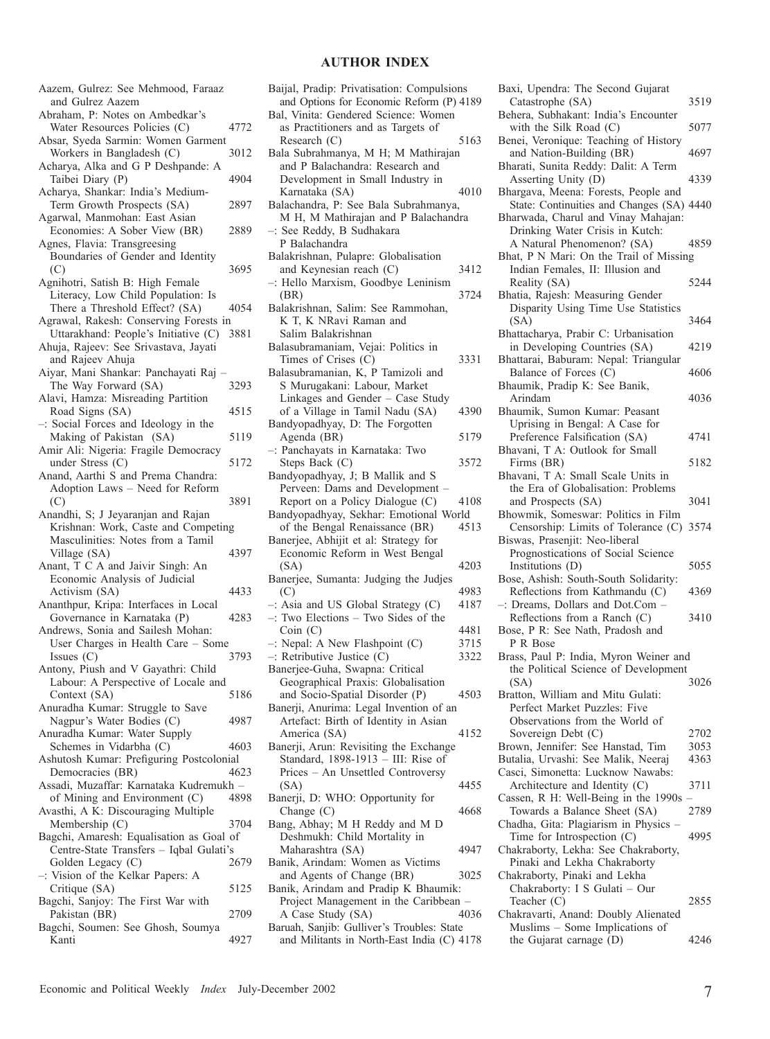# AUTHOR INDEX

Aazem, Gulrez: See Mehmood, Faraaz and Gulrez Aazem

Abraham, P: Notes on Ambedkar's Water Resources Policies (C) 4772

Absar, Syeda Sarmin: Women Garment Workers in Bangladesh (C) 3012

Acharya, Alka and G P Deshpande: A Taibei Diary (P) 4904

Acharya, Shankar: India's Medium-Term Growth Prospects (SA) 2897

Agarwal, Manmohan: East Asian Economies: A Sober View (BR) 2889

Agnes, Flavia: Transgreesing Boundaries of Gender and Identity (C) 3695

Agnihotri, Satish B: High Female Literacy, Low Child Population: Is There a Threshold Effect? (SA) 4054

Agrawal, Rakesh: Conserving Forests in Uttarakhand: People's Initiative (C) 3881

Ahuja, Rajeev: See Srivastava, Jayati and Rajeev Ahuja

Aiyar, Mani Shankar: Panchayati Raj – The Way Forward (SA) 3293

Alavi, Hamza: Misreading Partition Road Signs (SA) 4515

–: Social Forces and Ideology in the Making of Pakistan (SA) 5119

Amir Ali: Nigeria: Fragile Democracy under Stress (C) 5172

Anand, Aarthi S and Prema Chandra: Adoption Laws – Need for Reform (C) 3891

Anandhi, S; J Jeyaranjan and Rajan Krishnan: Work, Caste and Competing Masculinities: Notes from a Tamil Village (SA) 4397

Anant, T C A and Jaivir Singh: An Economic Analysis of Judicial Activism (SA) 4433

Ananthpur, Kripa: Interfaces in Local Governance in Karnataka (P) 4283

Andrews, Sonia and Sailesh Mohan: User Charges in Health Care – Some Issues (C) 3793

Antony, Piush and V Gayathri: Child Labour: A Perspective of Locale and Context (SA) 5186

Anuradha Kumar: Struggle to Save Nagpur's Water Bodies (C) 4987

Anuradha Kumar: Water Supply Schemes in Vidarbha (C) 4603

Ashutosh Kumar: Prefiguring Postcolonial Democracies (BR) 4623

Assadi, Muzaffar: Karnataka Kudremukh – of Mining and Environment (C) 4898

Avasthi, A K: Discouraging Multiple Membership (C) 3704

Bagchi, Amaresh: Equalisation as Goal of Centre-State Transfers – Iqbal Gulati's Golden Legacy (C) 2679

–: Vision of the Kelkar Papers: A Critique (SA) 5125

Bagchi, Sanjoy: The First War with Pakistan (BR) 2709

Bagchi, Soumen: See Ghosh, Soumya Kanti 4927

Baijal, Pradip: Privatisation: Compulsions and Options for Economic Reform (P) 4189

Bal, Vinita: Gendered Science: Women as Practitioners and as Targets of Research (C) 5163

Bala Subrahmanya, M H; M Mathirajan and P Balachandra: Research and Development in Small Industry in Karnataka (SA) 4010

Balachandra, P: See Bala Subrahmanya, M H, M Mathirajan and P Balachandra

–: See Reddy, B Sudhakara P Balachandra

Balakrishnan, Pulapre: Globalisation and Keynesian reach (C) 3412

–: Hello Marxism, Goodbye Leninism (BR) 3724

Balakrishnan, Salim: See Rammohan, K T, K NRavi Raman and Salim Balakrishnan

Balasubramaniam, Vejai: Politics in Times of Crises (C) 3331

Balasubramanian, K, P Tamizoli and S Murugakani: Labour, Market Linkages and Gender – Case Study of a Village in Tamil Nadu (SA) 4390

Bandyopadhyay, D: The Forgotten Agenda (BR) 5179

–: Panchayats in Karnataka: Two Steps Back (C) 3572

Bandyopadhyay, J; B Mallik and S Perveen: Dams and Development – Report on a Policy Dialogue (C) 4108

Bandyopadhyay, Sekhar: Emotional World of the Bengal Renaissance (BR) 4513

Banerjee, Abhijit et al: Strategy for Economic Reform in West Bengal (SA) 4203

Banerjee, Sumanta: Judging the Judjes (C) 4983

–: Asia and US Global Strategy (C) 4187

–: Two Elections – Two Sides of the Coin (C) 4481

–: Nepal: A New Flashpoint (C) 3715

–: Retributive Justice (C) 3322

Banerjee-Guha, Swapna: Critical Geographical Praxis: Globalisation and Socio-Spatial Disorder (P) 4503

Banerji, Anurima: Legal Invention of an Artefact: Birth of Identity in Asian America (SA) 4152

Banerji, Arun: Revisiting the Exchange Standard, 1898-1913 – III: Rise of Prices – An Unsettled Controversy (SA) 4455

Banerji, D: WHO: Opportunity for Change (C) 4668

Bang, Abhay; M H Reddy and M D Deshmukh: Child Mortality in Maharashtra (SA) 4947

Banik, Arindam: Women as Victims and Agents of Change (BR) 3025

Banik, Arindam and Pradip K Bhaumik: Project Management in the Caribbean – A Case Study (SA) 4036

Baruah, Sanjib: Gulliver's Troubles: State and Militants in North-East India (C) 4178

Baxi, Upendra: The Second Gujarat Catastrophe (SA) 3519

Behera, Subhakant: India's Encounter with the Silk Road (C) 5077

Benei, Veronique: Teaching of History and Nation-Building (BR) 4697

Bharati, Sunita Reddy: Dalit: A Term Asserting Unity (D) 4339

Bhargava, Meena: Forests, People and State: Continuities and Changes (SA) 4440

Bharwada, Charul and Vinay Mahajan: Drinking Water Crisis in Kutch: A Natural Phenomenon? (SA) 4859

Bhat, P N Mari: On the Trail of Missing Indian Females, II: Illusion and Reality (SA) 5244

Bhatia, Rajesh: Measuring Gender Disparity Using Time Use Statistics (SA) 3464

Bhattacharya, Prabir C: Urbanisation in Developing Countries (SA) 4219

Bhattarai, Baburam: Nepal: Triangular Balance of Forces (C) 4606

Bhaumik, Pradip K: See Banik, Arindam 4036

Bhaumik, Sumon Kumar: Peasant Uprising in Bengal: A Case for Preference Falsification (SA) 4741

Bhavani, T A: Outlook for Small Firms (BR) 5182

Bhavani, T A: Small Scale Units in the Era of Globalisation: Problems and Prospects (SA) 3041

Bhowmik, Someswar: Politics in Film Censorship: Limits of Tolerance (C) 3574

Biswas, Prasenjit: Neo-liberal Prognostications of Social Science Institutions (D) 5055

Bose, Ashish: South-South Solidarity: Reflections from Kathmandu (C) 4369

–: Dreams, Dollars and Dot.Com – Reflections from a Ranch (C) 3410

Bose, P R: See Nath, Pradosh and P R Bose

Brass, Paul P: India, Myron Weiner and the Political Science of Development (SA) 3026

Bratton, William and Mitu Gulati: Perfect Market Puzzles: Five Observations from the World of Sovereign Debt (C) 2702

Brown, Jennifer: See Hanstad, Tim 3053

Butalia, Urvashi: See Malik, Neeraj 4363

Casci, Simonetta: Lucknow Nawabs: Architecture and Identity (C) 3711

Cassen, R H: Well-Being in the 1990s – Towards a Balance Sheet (SA) 2789

Chadha, Gita: Plagiarism in Physics – Time for Introspection (C) 4995

Chakraborty, Lekha: See Chakraborty, Pinaki and Lekha Chakraborty

Chakraborty, Pinaki and Lekha Chakraborty: I S Gulati – Our Teacher (C) 2855

Chakravarti, Anand: Doubly Alienated Muslims – Some Implications of the Gujarat carnage (D) 4246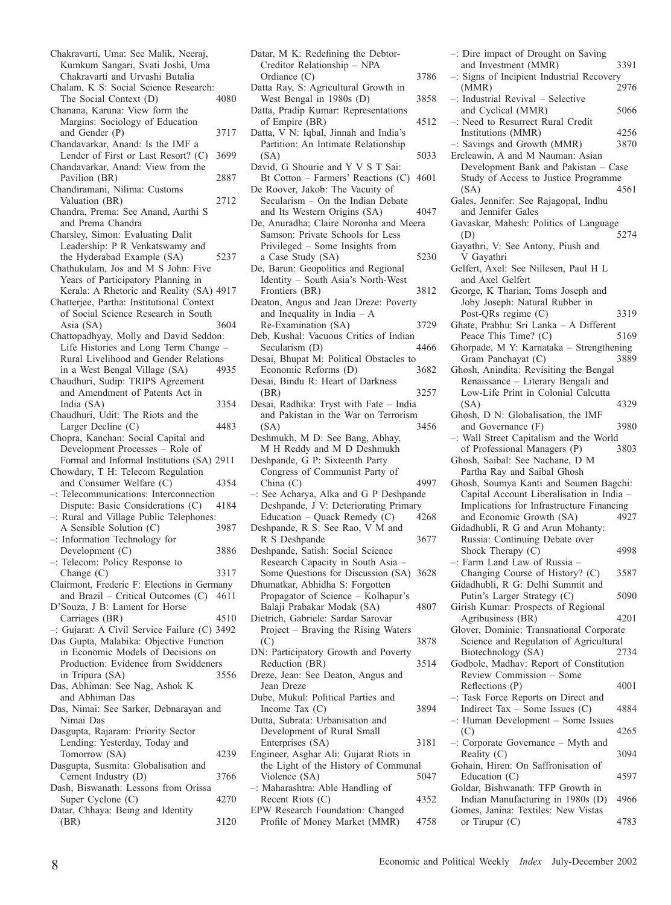Chakravarti, Uma: See Malik, Neeraj, Kumkum Sangari, Svati Joshi, Uma Chakravarti and Urvashi Butalia

Chalam, K S: Social Science Research: The Social Context (D) 4080

Chanana, Karuna: View form the Margins: Sociology of Education and Gender (P) 3717

Chandavarkar, Anand: Is the IMF a Lender of First or Last Resort? (C) 3699

Chandavarkar, Anand: View from the Pavilion (BR) 2887

Chandiramani, Nilima: Customs Valuation (BR) 2712

Chandra, Prema: See Anand, Aarthi S and Prema Chandra

Charsley, Simon: Evaluating Dalit Leadership: P R Venkatswamy and the Hyderabad Example (SA) 5237

Chathukulam, Jos and M S John: Five Years of Participatory Planning in Kerala: A Rhetoric and Reality (SA) 4917

Chatterjee, Partha: Institutional Context of Social Science Research in South Asia (SA) 3604

Chattopadhyay, Molly and David Seddon: Life Histories and Long Term Change – Rural Livelihood and Gender Relations in a West Bengal Village (SA) 4935

Chaudhuri, Sudip: TRIPS Agreement and Amendment of Patents Act in India (SA) 3354

Chaudhuri, Udit: The Riots and the Larger Decline (C) 4483

Chopra, Kanchan: Social Capital and Development Processes – Role of Formal and Informal Institutions (SA) 2911

Chowdary, T H: Telecom Regulation and Consumer Welfare (C) 4354

–: Telecommunications: Interconnection Dispute: Basic Considerations (C) 4184

–: Rural and Village Public Telephones: A Sensible Solution (C) 3987

–: Information Technology for Development (C) 3886

–: Telecom: Policy Response to Change (C) 3317

Clairmont, Frederic F: Elections in Germany and Brazil – Critical Outcomes (C) 4611

D'Souza, J B: Lament for Horse Carriages (BR) 4510

–: Gujarat: A Civil Service Failure (C) 3492

Das Gupta, Malabika: Objective Function in Economic Models of Decisions on Production: Evidence from Swiddeners in Tripura (SA) 3556

Das, Abhiman: See Nag, Ashok K and Abhiman Das

Das, Nimai: See Sarker, Debnarayan and Nimai Das

Dasgupta, Rajaram: Priority Sector Lending: Yesterday, Today and Tomorrow (SA) 4239

Dasgupta, Susmita: Globalisation and Cement Industry (D) 3766

Dash, Biswanath: Lessons from Orissa Super Cyclone (C) 4270

Datar, Chhaya: Being and Identity (BR) 3120

Datar, M K: Redefining the Debtor-Creditor Relationship – NPA Ordiance (C) 3786

Datta Ray, S: Agricultural Growth in West Bengal in 1980s (D) 3858

Datta, Pradip Kumar: Representations of Empire (BR) 4512

Datta, V N: Iqbal, Jinnah and India's Partition: An Intimate Relationship (SA) 5033

David, G Shourie and Y V S T Sai: Bt Cotton – Farmers' Reactions (C) 4601

De Roover, Jakob: The Vacuity of Secularism – On the Indian Debate and Its Western Origins (SA) 4047

De, Anuradha; Claire Noronha and Meera Samson: Private Schools for Less Privileged – Some Insights from a Case Study (SA) 5230

De, Barun: Geopolitics and Regional Identity – South Asia's North-West Frontiers (BR) 3812

Deaton, Angus and Jean Dreze: Poverty and Inequality in India – A Re-Examination (SA) 3729

Deb, Kushal: Vacuous Critics of Indian Secularism (D) 4466

Desai, Bhupat M: Political Obstacles to Economic Reforms (D) 3682

Desai, Bindu R: Heart of Darkness (BR) 3257

Desai, Radhika: Tryst with Fate – India and Pakistan in the War on Terrorism (SA) 3456

Deshmukh, M D: See Bang, Abhay, M H Reddy and M D Deshmukh

Deshpande, G P: Sixteenth Party Congress of Communist Party of China (C) 4997

–: See Acharya, Alka and G P Deshpande

Deshpande, J V: Deteriorating Primary Education – Quack Remedy (C) 4268

Deshpande, R S: See Rao, V M and R S Deshpande 3677

Deshpande, Satish: Social Science Research Capacity in South Asia – Some Questions for Discussion (SA) 3628

Dhumatkar, Abhidha S: Forgotten Propagator of Science – Kolhapur's Balaji Prabakar Modak (SA) 4807

Dietrich, Gabriele: Sardar Sarovar Project – Braving the Rising Waters (C) 3878

DN: Participatory Growth and Poverty Reduction (BR) 3514

Dreze, Jean: See Deaton, Angus and Jean Dreze

Dube, Mukul: Political Parties and Income Tax (C) 3894

Dutta, Subrata: Urbanisation and Development of Rural Small Enterprises (SA) 3181

Engineer, Asghar Ali: Gujarat Riots in the Light of the History of Communal Violence (SA) 5047

–: Maharashtra: Able Handling of Recent Riots (C) 4352

EPW Research Foundation: Changed Profile of Money Market (MMR) 4758

–: Dire impact of Drought on Saving and Investment (MMR) 3391

–: Signs of Incipient Industrial Recovery (MMR) 2976

–: Industrial Revival – Selective and Cyclical (MMR) 5066

–: Need to Resurrect Rural Credit Institutions (MMR) 4256

–: Savings and Growth (MMR) 3870

Ercleawin, A and M Nauman: Asian Development Bank and Pakistan – Case Study of Access to Justice Programme (SA) 4561

Gales, Jennifer: See Rajagopal, Indhu and Jennifer Gales

Gavaskar, Mahesh: Politics of Language (D) 5274

Gayathri, V: See Antony, Piush and V Gayathri

Gelfert, Axel: See Nillesen, Paul H L and Axel Gelfert

George, K Tharian; Toms Joseph and Joby Joseph: Natural Rubber in Post-QRs regime (C) 3319

Ghate, Prabhu: Sri Lanka – A Different Peace This Time? (C) 5169

Ghorpade, M Y: Karnataka – Strengthening Gram Panchayat (C) 3889

Ghosh, Anindita: Revisiting the Bengal Renaissance – Literary Bengali and Low-Life Print in Colonial Calcutta (SA) 4329

Ghosh, D N: Globalisation, the IMF and Governance (F) 3980

–: Wall Street Capitalism and the World of Professional Managers (P) 3803

Ghosh, Saibal: See Nachane, D M Partha Ray and Saibal Ghosh

Ghosh, Soumya Kanti and Soumen Bagchi: Capital Account Liberalisation in India – Implications for Infrastructure Financing and Economic Growth (SA) 4927

Gidadhubli, R G and Arun Mohanty: Russia: Continuing Debate over Shock Therapy (C) 4998

–: Farm Land Law of Russia – Changing Course of History? (C) 3587

Gidadhubli, R G: Delhi Summit and Putin's Larger Strategy (C) 5090

Girish Kumar: Prospects of Regional Agribusiness (BR) 4201

Glover, Dominic: Transnational Corporate Science and Regulation of Agricultural Biotechnology (SA) 2734

Godbole, Madhav: Report of Constitution Review Commission – Some Reflections (P) 4001

–: Task Force Reports on Direct and Indirect Tax – Some Issues (C) 4884

–: Human Development – Some Issues (C) 4265

–: Corporate Governance – Myth and Reality (C) 3094

Gohain, Hiren: On Saffronisation of Education (C) 4597

Goldar, Bishwanath: TFP Growth in Indian Manufacturing in 1980s (D) 4966

Gomes, Janina: Textiles: New Vistas or Tirupur (C) 4783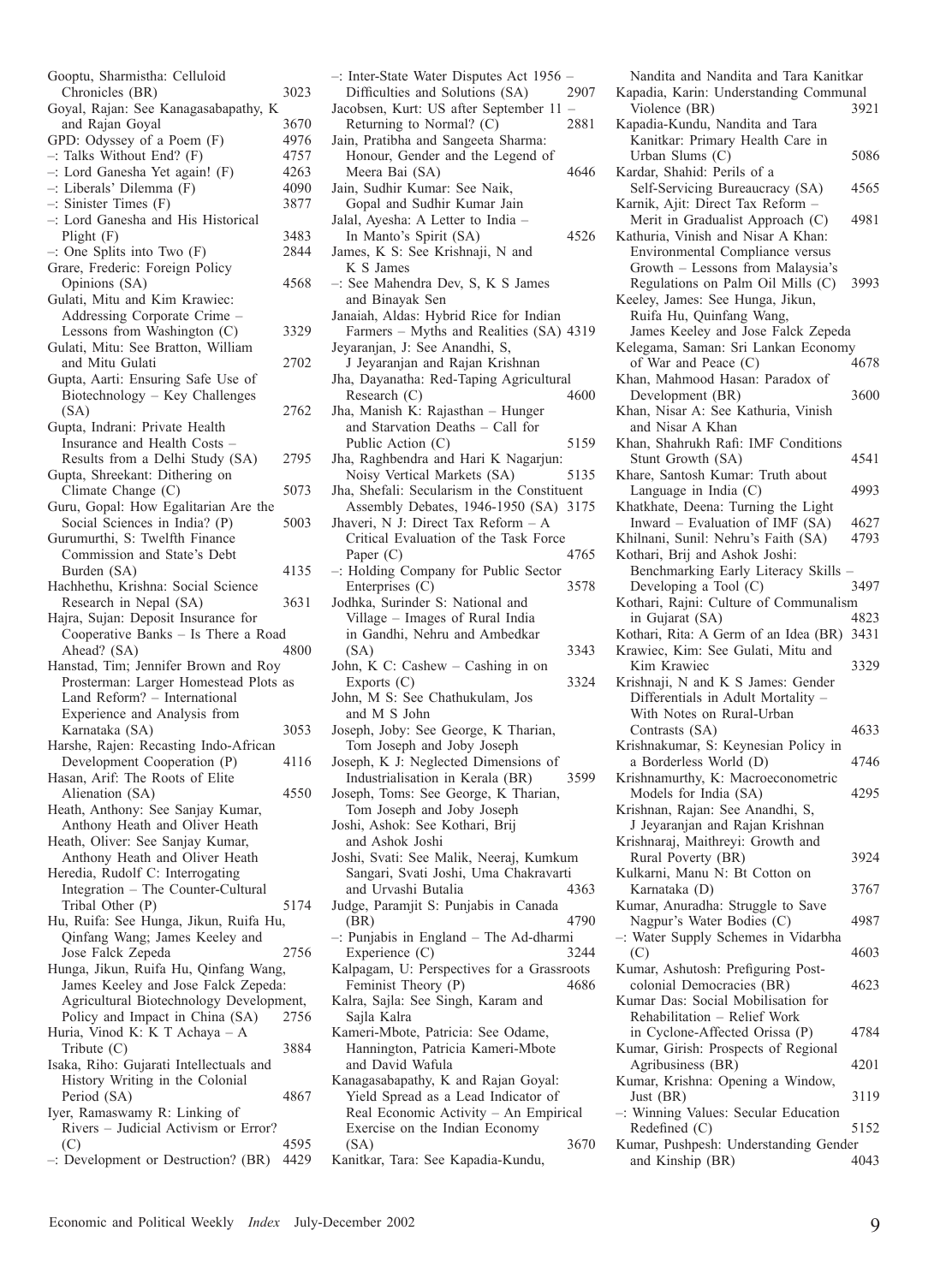Gooptu, Sharmistha: Celluloid Chronicles (BR) 3023

Goyal, Rajan: See Kanagasabapathy, K and Rajan Goyal 3670

GPD: Odyssey of a Poem (F) 4976

–: Talks Without End? (F) 4757

–: Lord Ganesha Yet again! (F) 4263

–: Liberals' Dilemma (F) 4090

–: Sinister Times (F) 3877

–: Lord Ganesha and His Historical Plight (F) 3483

–: One Splits into Two (F) 2844

Grare, Frederic: Foreign Policy Opinions (SA) 4568

Gulati, Mitu and Kim Krawiec: Addressing Corporate Crime – Lessons from Washington (C) 3329

Gulati, Mitu: See Bratton, William and Mitu Gulati 2702

Gupta, Aarti: Ensuring Safe Use of Biotechnology – Key Challenges (SA) 2762

Gupta, Indrani: Private Health Insurance and Health Costs – Results from a Delhi Study (SA) 2795

Gupta, Shreekant: Dithering on Climate Change (C) 5073

Guru, Gopal: How Egalitarian Are the Social Sciences in India? (P) 5003

Gurumurthi, S: Twelfth Finance Commission and State's Debt Burden (SA) 4135

Hachhethu, Krishna: Social Science Research in Nepal (SA) 3631

Hajra, Sujan: Deposit Insurance for Cooperative Banks – Is There a Road Ahead? (SA) 4800

Hanstad, Tim; Jennifer Brown and Roy Prosterman: Larger Homestead Plots as Land Reform? – International Experience and Analysis from Karnataka (SA) 3053

Harshe, Rajen: Recasting Indo-African Development Cooperation (P) 4116

Hasan, Arif: The Roots of Elite Alienation (SA) 4550

Heath, Anthony: See Sanjay Kumar, Anthony Heath and Oliver Heath

Heath, Oliver: See Sanjay Kumar, Anthony Heath and Oliver Heath

Heredia, Rudolf C: Interrogating Integration – The Counter-Cultural Tribal Other (P) 5174

Hu, Ruifa: See Hunga, Jikun, Ruifa Hu, Qinfang Wang; James Keeley and Jose Falck Zepeda 2756

Hunga, Jikun, Ruifa Hu, Qinfang Wang, James Keeley and Jose Falck Zepeda: Agricultural Biotechnology Development, Policy and Impact in China (SA) 2756

Huria, Vinod K: K T Achaya – A Tribute (C) 3884

Isaka, Riho: Gujarati Intellectuals and History Writing in the Colonial Period (SA) 4867

Iyer, Ramaswamy R: Linking of Rivers – Judicial Activism or Error? (C) 4595

–: Development or Destruction? (BR) 4429

–: Inter-State Water Disputes Act 1956 – Difficulties and Solutions (SA) 2907

Jacobsen, Kurt: US after September 11 – Returning to Normal? (C) 2881

Jain, Pratibha and Sangeeta Sharma: Honour, Gender and the Legend of Meera Bai (SA) 4646

Jain, Sudhir Kumar: See Naik, Gopal and Sudhir Kumar Jain

Jalal, Ayesha: A Letter to India – In Manto's Spirit (SA) 4526

James, K S: See Krishnaji, N and K S James

–: See Mahendra Dev, S, K S James and Binayak Sen

Janaiah, Aldas: Hybrid Rice for Indian Farmers – Myths and Realities (SA) 4319

Jeyaranjan, J: See Anandhi, S, J Jeyaranjan and Rajan Krishnan

Jha, Dayanatha: Red-Taping Agricultural Research (C) 4600

Jha, Manish K: Rajasthan – Hunger and Starvation Deaths – Call for Public Action (C) 5159

Jha, Raghbendra and Hari K Nagarjun: Noisy Vertical Markets (SA) 5135

Jha, Shefali: Secularism in the Constituent Assembly Debates, 1946-1950 (SA) 3175

Jhaveri, N J: Direct Tax Reform – A Critical Evaluation of the Task Force Paper (C) 4765

–: Holding Company for Public Sector Enterprises (C) 3578

Jodhka, Surinder S: National and Village – Images of Rural India in Gandhi, Nehru and Ambedkar (SA) 3343

John, K C: Cashew – Cashing in on Exports (C) 3324

John, M S: See Chathukulam, Jos and M S John

Joseph, Joby: See George, K Tharian, Tom Joseph and Joby Joseph

Joseph, K J: Neglected Dimensions of Industrialisation in Kerala (BR) 3599

Joseph, Toms: See George, K Tharian, Tom Joseph and Joby Joseph

Joshi, Ashok: See Kothari, Brij and Ashok Joshi

Joshi, Svati: See Malik, Neeraj, Kumkum Sangari, Svati Joshi, Uma Chakravarti and Urvashi Butalia 4363

Judge, Paramjit S: Punjabis in Canada (BR) 4790

–: Punjabis in England – The Ad-dharmi Experience (C) 3244

Kalpagam, U: Perspectives for a Grassroots Feminist Theory (P) 4686

Kalra, Sajla: See Singh, Karam and Sajla Kalra

Kameri-Mbote, Patricia: See Odame, Hannington, Patricia Kameri-Mbote and David Wafula

Kanagasabapathy, K and Rajan Goyal: Yield Spread as a Lead Indicator of Real Economic Activity – An Empirical Exercise on the Indian Economy (SA) 3670

Kanitkar, Tara: See Kapadia-Kundu, Nandita and Nandita and Tara Kanitkar

Kapadia, Karin: Understanding Communal Violence (BR) 3921

Kapadia-Kundu, Nandita and Tara Kanitkar: Primary Health Care in Urban Slums (C) 5086

Kardar, Shahid: Perils of a Self-Servicing Bureaucracy (SA) 4565

Karnik, Ajit: Direct Tax Reform – Merit in Gradualist Approach (C) 4981

Kathuria, Vinish and Nisar A Khan: Environmental Compliance versus Growth – Lessons from Malaysia's Regulations on Palm Oil Mills (C) 3993

Keeley, James: See Hunga, Jikun, Ruifa Hu, Quinfang Wang, James Keeley and Jose Falck Zepeda

Kelegama, Saman: Sri Lankan Economy of War and Peace (C) 4678

Khan, Mahmood Hasan: Paradox of Development (BR) 3600

Khan, Nisar A: See Kathuria, Vinish and Nisar A Khan

Khan, Shahrukh Rafi: IMF Conditions Stunt Growth (SA) 4541

Khare, Santosh Kumar: Truth about Language in India (C) 4993

Khatkhate, Deena: Turning the Light Inward – Evaluation of IMF (SA) 4627

Khilnani, Sunil: Nehru's Faith (SA) 4793

Kothari, Brij and Ashok Joshi: Benchmarking Early Literacy Skills – Developing a Tool (C) 3497

Kothari, Rajni: Culture of Communalism in Gujarat (SA) 4823

Kothari, Rita: A Germ of an Idea (BR) 3431

Krawiec, Kim: See Gulati, Mitu and Kim Krawiec 3329

Krishnaji, N and K S James: Gender Differentials in Adult Mortality – With Notes on Rural-Urban Contrasts (SA) 4633

Krishnakumar, S: Keynesian Policy in a Borderless World (D) 4746

Krishnamurthy, K: Macroeconometric Models for India (SA) 4295

Krishnan, Rajan: See Anandhi, S, J Jeyaranjan and Rajan Krishnan

Krishnaraj, Maithreyi: Growth and Rural Poverty (BR) 3924

Kulkarni, Manu N: Bt Cotton on Karnataka (D) 3767

Kumar, Anuradha: Struggle to Save Nagpur's Water Bodies (C) 4987

–: Water Supply Schemes in Vidarbha (C) 4603

Kumar, Ashutosh: Prefiguring Post-colonial Democracies (BR) 4623

Kumar Das: Social Mobilisation for Rehabilitation – Relief Work in Cyclone-Affected Orissa (P) 4784

Kumar, Girish: Prospects of Regional Agribusiness (BR) 4201

Kumar, Krishna: Opening a Window, Just (BR) 3119

–: Winning Values: Secular Education Redefined (C) 5152

Kumar, Pushpesh: Understanding Gender and Kinship (BR) 4043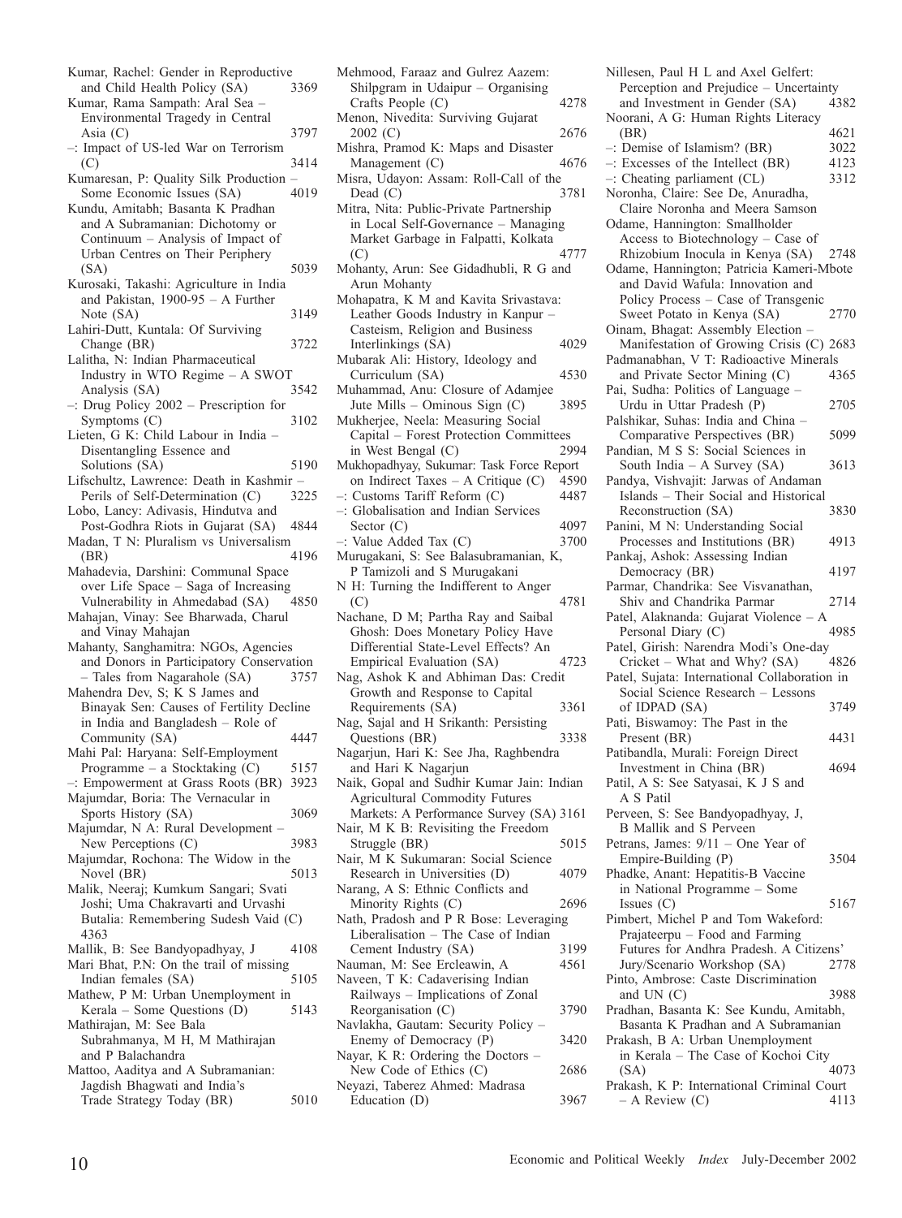Kumar, Rachel: Gender in Reproductive and Child Health Policy (SA) 3369

Kumar, Rama Sampath: Aral Sea – Environmental Tragedy in Central Asia (C) 3797

–: Impact of US-led War on Terrorism (C) 3414

Kumaresan, P: Quality Silk Production – Some Economic Issues (SA) 4019

Kundu, Amitabh; Basanta K Pradhan and A Subramanian: Dichotomy or Continuum – Analysis of Impact of Urban Centres on Their Periphery (SA) 5039

Kurosaki, Takashi: Agriculture in India and Pakistan, 1900-95 – A Further Note (SA) 3149

Lahiri-Dutt, Kuntala: Of Surviving Change (BR) 3722

Lalitha, N: Indian Pharmaceutical Industry in WTO Regime – A SWOT Analysis (SA) 3542

–: Drug Policy 2002 – Prescription for Symptoms (C) 3102

Lieten, G K: Child Labour in India – Disentangling Essence and Solutions (SA) 5190

Lifschultz, Lawrence: Death in Kashmir – Perils of Self-Determination (C) 3225

Lobo, Lancy: Adivasis, Hindutva and Post-Godhra Riots in Gujarat (SA) 4844

Madan, T N: Pluralism vs Universalism (BR) 4196

Mahadevia, Darshini: Communal Space over Life Space – Saga of Increasing Vulnerability in Ahmedabad (SA) 4850

Mahajan, Vinay: See Bharwada, Charul and Vinay Mahajan

Mahanty, Sanghamitra: NGOs, Agencies and Donors in Participatory Conservation – Tales from Nagarahole (SA) 3757

Mahendra Dev, S; K S James and Binayak Sen: Causes of Fertility Decline in India and Bangladesh – Role of Community (SA) 4447

Mahi Pal: Haryana: Self-Employment Programme – a Stocktaking (C) 5157

–: Empowerment at Grass Roots (BR) 3923

Majumdar, Boria: The Vernacular in Sports History (SA) 3069

Majumdar, N A: Rural Development – New Perceptions (C) 3983

Majumdar, Rochona: The Widow in the Novel (BR) 5013

Malik, Neeraj; Kumkum Sangari; Svati Joshi; Uma Chakravarti and Urvashi Butalia: Remembering Sudesh Vaid (C) 4363

Mallik, B: See Bandyopadhyay, J 4108

Mari Bhat, P.N: On the trail of missing Indian females (SA) 5105

Mathew, P M: Urban Unemployment in Kerala – Some Questions (D) 5143

Mathirajan, M: See Bala Subrahmanya, M H, M Mathirajan and P Balachandra

Mattoo, Aaditya and A Subramanian: Jagdish Bhagwati and India's Trade Strategy Today (BR) 5010

Mehmood, Faraaz and Gulrez Aazem: Shilpgram in Udaipur – Organising Crafts People (C) 4278

Menon, Nivedita: Surviving Gujarat 2002 (C) 2676

Mishra, Pramod K: Maps and Disaster Management (C) 4676

Misra, Udayon: Assam: Roll-Call of the Dead (C) 3781

Mitra, Nita: Public-Private Partnership in Local Self-Governance – Managing Market Garbage in Falpatti, Kolkata (C) 4777

Mohanty, Arun: See Gidadhubli, R G and Arun Mohanty

Mohapatra, K M and Kavita Srivastava: Leather Goods Industry in Kanpur – Casteism, Religion and Business Interlinkings (SA) 4029

Mubarak Ali: History, Ideology and Curriculum (SA) 4530

Muhammad, Anu: Closure of Adamjee Jute Mills – Ominous Sign (C) 3895

Mukherjee, Neela: Measuring Social Capital – Forest Protection Committees in West Bengal (C) 2994

Mukhopadhyay, Sukumar: Task Force Report on Indirect Taxes – A Critique (C) 4590

–: Customs Tariff Reform (C) 4487

–: Globalisation and Indian Services Sector (C) 4097

–: Value Added Tax (C) 3700

Murugakani, S: See Balasubramanian, K, P Tamizoli and S Murugakani

N H: Turning the Indifferent to Anger (C) 4781

Nachane, D M; Partha Ray and Saibal Ghosh: Does Monetary Policy Have Differential State-Level Effects? An Empirical Evaluation (SA) 4723

Nag, Ashok K and Abhiman Das: Credit Growth and Response to Capital Requirements (SA) 3361

Nag, Sajal and H Srikanth: Persisting Questions (BR) 3338

Nagarjun, Hari K: See Jha, Raghbendra and Hari K Nagarjun

Naik, Gopal and Sudhir Kumar Jain: Indian Agricultural Commodity Futures Markets: A Performance Survey (SA) 3161

Nair, M K B: Revisiting the Freedom Struggle (BR) 5015

Nair, M K Sukumaran: Social Science Research in Universities (D) 4079

Narang, A S: Ethnic Conflicts and Minority Rights (C) 2696

Nath, Pradosh and P R Bose: Leveraging Liberalisation – The Case of Indian Cement Industry (SA) 3199

Nauman, M: See Ercleawin, A 4561

Naveen, T K: Cadaverising Indian Railways – Implications of Zonal Reorganisation (C) 3790

Navlakha, Gautam: Security Policy – Enemy of Democracy (P) 3420

Nayar, K R: Ordering the Doctors – New Code of Ethics (C) 2686

Neyazi, Taberez Ahmed: Madrasa Education (D) 3967

Nillesen, Paul H L and Axel Gelfert: Perception and Prejudice – Uncertainty and Investment in Gender (SA) 4382

Noorani, A G: Human Rights Literacy (BR) 4621

–: Demise of Islamism? (BR) 3022

–: Excesses of the Intellect (BR) 4123

–: Cheating parliament (CL) 3312

Noronha, Claire: See De, Anuradha, Claire Noronha and Meera Samson

Odame, Hannington: Smallholder Access to Biotechnology – Case of Rhizobium Inocula in Kenya (SA) 2748

Odame, Hannington; Patricia Kameri-Mbote and David Wafula: Innovation and Policy Process – Case of Transgenic Sweet Potato in Kenya (SA) 2770

Oinam, Bhagat: Assembly Election – Manifestation of Growing Crisis (C) 2683

Padmanabhan, V T: Radioactive Minerals and Private Sector Mining (C) 4365

Pai, Sudha: Politics of Language – Urdu in Uttar Pradesh (P) 2705

Palshikar, Suhas: India and China – Comparative Perspectives (BR) 5099

Pandian, M S S: Social Sciences in South India – A Survey (SA) 3613

Pandya, Vishvajit: Jarwas of Andaman Islands – Their Social and Historical Reconstruction (SA) 3830

Panini, M N: Understanding Social Processes and Institutions (BR) 4913

Pankaj, Ashok: Assessing Indian Democracy (BR) 4197

Parmar, Chandrika: See Visvanathan, Shiv and Chandrika Parmar 2714

Patel, Alaknanda: Gujarat Violence – A Personal Diary (C) 4985

Patel, Girish: Narendra Modi's One-day Cricket – What and Why? (SA) 4826

Patel, Sujata: International Collaboration in Social Science Research – Lessons of IDPAD (SA) 3749

Pati, Biswamoy: The Past in the Present (BR) 4431

Patibandla, Murali: Foreign Direct Investment in China (BR) 4694

Patil, A S: See Satyasai, K J S and A S Patil

Perveen, S: See Bandyopadhyay, J, B Mallik and S Perveen

Petrans, James: 9/11 – One Year of Empire-Building (P) 3504

Phadke, Anant: Hepatitis-B Vaccine in National Programme – Some Issues (C) 5167

Pimbert, Michel P and Tom Wakeford: Prajateerpu – Food and Farming Futures for Andhra Pradesh. A Citizens' Jury/Scenario Workshop (SA) 2778

Pinto, Ambrose: Caste Discrimination and UN (C) 3988

Pradhan, Basanta K: See Kundu, Amitabh, Basanta K Pradhan and A Subramanian

Prakash, B A: Urban Unemployment in Kerala – The Case of Kochoi City (SA) 4073

Prakash, K P: International Criminal Court – A Review (C) 4113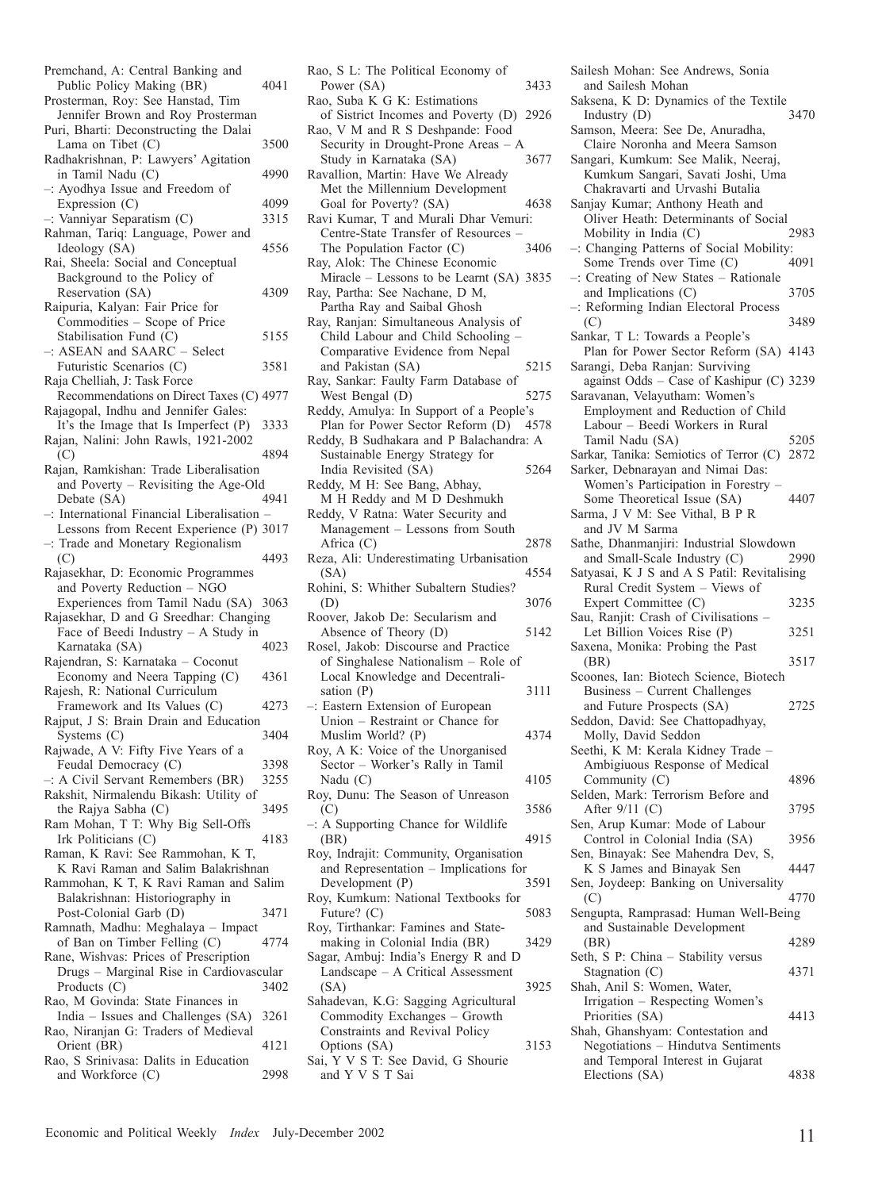Premchand, A: Central Banking and Public Policy Making (BR) 4041

Prosterman, Roy: See Hanstad, Tim Jennifer Brown and Roy Prosterman

Puri, Bharti: Deconstructing the Dalai Lama on Tibet (C) 3500

Radhakrishnan, P: Lawyers' Agitation in Tamil Nadu (C) 4990

–: Ayodhya Issue and Freedom of Expression (C) 4099

–: Vanniyar Separatism (C) 3315

Rahman, Tariq: Language, Power and Ideology (SA) 4556

Rai, Sheela: Social and Conceptual Background to the Policy of Reservation (SA) 4309

Raipuria, Kalyan: Fair Price for Commodities – Scope of Price Stabilisation Fund (C) 5155

–: ASEAN and SAARC – Select Futuristic Scenarios (C) 3581

Raja Chelliah, J: Task Force Recommendations on Direct Taxes (C) 4977

Rajagopal, Indhu and Jennifer Gales: It's the Image that Is Imperfect (P) 3333

Rajan, Nalini: John Rawls, 1921-2002 (C) 4894

Rajan, Ramkishan: Trade Liberalisation and Poverty – Revisiting the Age-Old Debate (SA) 4941

–: International Financial Liberalisation – Lessons from Recent Experience (P) 3017

–: Trade and Monetary Regionalism (C) 4493

Rajasekhar, D: Economic Programmes and Poverty Reduction – NGO Experiences from Tamil Nadu (SA) 3063

Rajasekhar, D and G Sreedhar: Changing Face of Beedi Industry – A Study in Karnataka (SA) 4023

Rajendran, S: Karnataka – Coconut Economy and Neera Tapping (C) 4361

Rajesh, R: National Curriculum Framework and Its Values (C) 4273

Rajput, J S: Brain Drain and Education Systems (C) 3404

Rajwade, A V: Fifty Five Years of a Feudal Democracy (C) 3398

–: A Civil Servant Remembers (BR) 3255

Rakshit, Nirmalendu Bikash: Utility of the Rajya Sabha (C) 3495

Ram Mohan, T T: Why Big Sell-Offs Irk Politicians (C) 4183

Raman, K Ravi: See Rammohan, K T, K Ravi Raman and Salim Balakrishnan

Rammohan, K T, K Ravi Raman and Salim Balakrishnan: Historiography in Post-Colonial Garb (D) 3471

Ramnath, Madhu: Meghalaya – Impact of Ban on Timber Felling (C) 4774

Rane, Wishvas: Prices of Prescription Drugs – Marginal Rise in Cardiovascular Products (C) 3402

Rao, M Govinda: State Finances in India – Issues and Challenges (SA) 3261

Rao, Niranjan G: Traders of Medieval Orient (BR) 4121

Rao, S Srinivasa: Dalits in Education and Workforce (C) 2998

Rao, S L: The Political Economy of Power (SA) 3433

Rao, Suba K G K: Estimations of Sistrict Incomes and Poverty (D) 2926

Rao, V M and R S Deshpande: Food Security in Drought-Prone Areas – A Study in Karnataka (SA) 3677

Ravallion, Martin: Have We Already Met the Millennium Development Goal for Poverty? (SA) 4638

Ravi Kumar, T and Murali Dhar Vemuri: Centre-State Transfer of Resources – The Population Factor (C) 3406

Ray, Alok: The Chinese Economic Miracle – Lessons to be Learnt (SA) 3835

Ray, Partha: See Nachane, D M, Partha Ray and Saibal Ghosh

Ray, Ranjan: Simultaneous Analysis of Child Labour and Child Schooling – Comparative Evidence from Nepal and Pakistan (SA) 5215

Ray, Sankar: Faulty Farm Database of West Bengal (D) 5275

Reddy, Amulya: In Support of a People's Plan for Power Sector Reform (D) 4578

Reddy, B Sudhakara and P Balachandra: A Sustainable Energy Strategy for India Revisited (SA) 5264

Reddy, M H: See Bang, Abhay, M H Reddy and M D Deshmukh

Reddy, V Ratna: Water Security and Management – Lessons from South Africa (C) 2878

Reza, Ali: Underestimating Urbanisation (SA) 4554

Rohini, S: Whither Subaltern Studies? (D) 3076

Roover, Jakob De: Secularism and Absence of Theory (D) 5142

Rosel, Jakob: Discourse and Practice of Singhalese Nationalism – Role of Local Knowledge and Decentralisation (P) 3111

–: Eastern Extension of European Union – Restraint or Chance for Muslim World? (P) 4374

Roy, A K: Voice of the Unorganised Sector – Worker's Rally in Tamil Nadu (C) 4105

Roy, Dunu: The Season of Unreason (C) 3586

–: A Supporting Chance for Wildlife (BR) 4915

Roy, Indrajit: Community, Organisation and Representation – Implications for Development (P) 3591

Roy, Kumkum: National Textbooks for Future? (C) 5083

Roy, Tirthankar: Famines and State-making in Colonial India (BR) 3429

Sagar, Ambuj: India's Energy R and D Landscape – A Critical Assessment (SA) 3925

Sahadevan, K.G: Sagging Agricultural Commodity Exchanges – Growth Constraints and Revival Policy Options (SA) 3153

Sai, Y V S T: See David, G Shourie and Y V S T Sai

Sailesh Mohan: See Andrews, Sonia and Sailesh Mohan

Saksena, K D: Dynamics of the Textile Industry (D) 3470

Samson, Meera: See De, Anuradha, Claire Noronha and Meera Samson

Sangari, Kumkum: See Malik, Neeraj, Kumkum Sangari, Savati Joshi, Uma Chakravarti and Urvashi Butalia

Sanjay Kumar; Anthony Heath and Oliver Heath: Determinants of Social Mobility in India (C) 2983

–: Changing Patterns of Social Mobility: Some Trends over Time (C) 4091

–: Creating of New States – Rationale and Implications (C) 3705

–: Reforming Indian Electoral Process (C) 3489

Sankar, T L: Towards a People's Plan for Power Sector Reform (SA) 4143

Sarangi, Deba Ranjan: Surviving against Odds – Case of Kashipur (C) 3239

Saravanan, Velayutham: Women's Employment and Reduction of Child Labour – Beedi Workers in Rural Tamil Nadu (SA) 5205

Sarkar, Tanika: Semiotics of Terror (C) 2872

Sarker, Debnarayan and Nimai Das: Women's Participation in Forestry – Some Theoretical Issue (SA) 4407

Sarma, J V M: See Vithal, B P R and JV M Sarma

Sathe, Dhanmanjiri: Industrial Slowdown and Small-Scale Industry (C) 2990

Satyasai, K J S and A S Patil: Revitalising Rural Credit System – Views of Expert Committee (C) 3235

Sau, Ranjit: Crash of Civilisations – Let Billion Voices Rise (P) 3251

Saxena, Monika: Probing the Past (BR) 3517

Scoones, Ian: Biotech Science, Biotech Business – Current Challenges and Future Prospects (SA) 2725

Seddon, David: See Chattopadhyay, Molly, David Seddon

Seethi, K M: Kerala Kidney Trade – Ambigiuous Response of Medical Community (C) 4896

Selden, Mark: Terrorism Before and After 9/11 (C) 3795

Sen, Arup Kumar: Mode of Labour Control in Colonial India (SA) 3956

Sen, Binayak: See Mahendra Dev, S, K S James and Binayak Sen 4447

Sen, Joydeep: Banking on Universality (C) 4770

Sengupta, Ramprasad: Human Well-Being and Sustainable Development (BR) 4289

Seth, S P: China – Stability versus Stagnation (C) 4371

Shah, Anil S: Women, Water, Irrigation – Respecting Women's Priorities (SA) 4413

Shah, Ghanshyam: Contestation and Negotiations – Hindutva Sentiments and Temporal Interest in Gujarat Elections (SA) 4838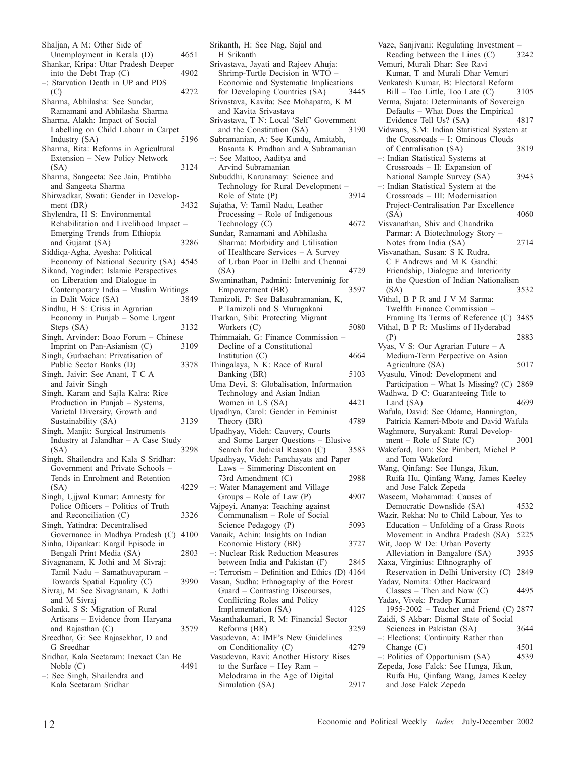Shaljan, A M: Other Side of Unemployment in Kerala (D) 4651

Shankar, Kripa: Uttar Pradesh Deeper into the Debt Trap (C) 4902

–: Starvation Death in UP and PDS (C) 4272

Sharma, Abhilasha: See Sundar, Ramamani and Abhilasha Sharma

Sharma, Alakh: Impact of Social Labelling on Child Labour in Carpet Industry (SA) 5196

Sharma, Rita: Reforms in Agricultural Extension – New Policy Network (SA) 3124

Sharma, Sangeeta: See Jain, Pratibha and Sangeeta Sharma

Shirwadkar, Swati: Gender in Development (BR) 3432

Shylendra, H S: Environmental Rehabilitation and Livelihood Impact – Emerging Trends from Ethiopia and Gujarat (SA) 3286

Siddiqa-Agha, Ayesha: Political Economy of National Security (SA) 4545

Sikand, Yoginder: Islamic Perspectives on Liberation and Dialogue in Contemporary India – Muslim Writings in Dalit Voice (SA) 3849

Sindhu, H S: Crisis in Agrarian Economy in Punjab – Some Urgent Steps (SA) 3132

Singh, Arvinder: Boao Forum – Chinese Imprint on Pan-Asianism (C) 3109

Singh, Gurbachan: Privatisation of Public Sector Banks (D) 3378

Singh, Jaivir: See Anant, T C A and Jaivir Singh

Singh, Karam and Sajla Kalra: Rice Production in Punjab – Systems, Varietal Diversity, Growth and Sustainability (SA) 3139

Singh, Manjit: Surgical Instruments Industry at Jalandhar – A Case Study (SA) 3298

Singh, Shailendra and Kala S Sridhar: Government and Private Schools – Tends in Enrolment and Retention (SA) 4229

Singh, Ujjwal Kumar: Amnesty for Police Officers – Politics of Truth and Reconciliation (C) 3326

Singh, Yatindra: Decentralised Governance in Madhya Pradesh (C) 4100

Sinha, Dipankar: Kargil Episode in Bengali Print Media (SA) 2803

Sivagnanam, K Jothi and M Sivraj: Tamil Nadu – Samathuvapuram – Towards Spatial Equality (C) 3990

Sivraj, M: See Sivagnanam, K Jothi and M Sivraj

Solanki, S S: Migration of Rural Artisans – Evidence from Haryana and Rajasthan (C) 3579

Sreedhar, G: See Rajasekhar, D and G Sreedhar

Sridhar, Kala Seetaram: Inexact Can Be Noble (C) 4491

–: See Singh, Shailendra and Kala Seetaram Sridhar

Srikanth, H: See Nag, Sajal and H Srikanth

Srivastava, Jayati and Rajeev Ahuja: Shrimp-Turtle Decision in WTO – Economic and Systematic Implications for Developing Countries (SA) 3445

Srivastava, Kavita: See Mohapatra, K M and Kavita Srivastava

Srivastava, T N: Local 'Self' Government and the Constitution (SA) 3190

Subramanian, A: See Kundu, Amitabh, Basanta K Pradhan and A Subramanian

–: See Mattoo, Aaditya and Arvind Subramanian

Subuddhi, Karunamay: Science and Technology for Rural Development – Role of State (P) 3914

Sujatha, V: Tamil Nadu, Leather Processing – Role of Indigenous Technology (C) 4672

Sundar, Ramamani and Abhilasha Sharma: Morbidity and Utilisation of Healthcare Services – A Survey of Urban Poor in Delhi and Chennai (SA) 4729

Swaminathan, Padmini: Interveninig for Empowerment (BR) 3597

Tamizoli, P: See Balasubramanian, K, P Tamizoli and S Murugakani

Tharkan, Sibi: Protecting Migrant Workers (C) 5080

Thimmaiah, G: Finance Commission – Decline of a Constitutional Institution (C) 4664

Thingalaya, N K: Race of Rural Banking (BR) 5103

Uma Devi, S: Globalisation, Information Technology and Asian Indian Women in US (SA) 4421

Upadhya, Carol: Gender in Feminist Theory (BR) 4789

Upadhyay, Videh: Cauvery, Courts and Some Larger Questions – Elusive Search for Judicial Reason (C) 3583

Upadhyay, Videh: Panchayats and Paper Laws – Simmering Discontent on 73rd Amendment (C) 2988

–: Water Management and Village Groups – Role of Law (P) 4907

Vajpeyi, Ananya: Teaching against Communalism – Role of Social Science Pedagogy (P) 5093

Vanaik, Achin: Insights on Indian Economic History (BR) 3727

–: Nuclear Risk Reduction Measures between India and Pakistan (F) 2845

–: Terrorism – Definition and Ethics (D) 4164

Vasan, Sudha: Ethnography of the Forest Guard – Contrasting Discourses, Conflicting Roles and Policy Implementation (SA) 4125

Vasanthakumari, R M: Financial Sector Reforms (BR) 3259

Vasudevan, A: IMF's New Guidelines on Conditionality (C) 4279

Vasudevan, Ravi: Another History Rises to the Surface – Hey Ram – Melodrama in the Age of Digital Simulation (SA) 2917

Vaze, Sanjivani: Regulating Investment – Reading between the Lines (C) 3242

Vemuri, Murali Dhar: See Ravi Kumar, T and Murali Dhar Vemuri

Venkatesh Kumar, B: Electoral Reform Bill – Too Little, Too Late (C) 3105

Verma, Sujata: Determinants of Sovereign Defaults – What Does the Empirical Evidence Tell Us? (SA) 4817

Vidwans, S.M: Indian Statistical System at the Crossroads – I: Ominous Clouds of Centralisation (SA) 3819

–: Indian Statistical Systems at Crossroads – II: Expansion of National Sample Survey (SA) 3943

–: Indian Statistical System at the Crossroads – III: Modernisation Project-Centralisation Par Excellence (SA) 4060

Visvanathan, Shiv and Chandrika Parmar: A Biotechnology Story – Notes from India (SA) 2714

Visvanathan, Susan: S K Rudra, C F Andrews and M K Gandhi: Friendship, Dialogue and Interiority in the Question of Indian Nationalism (SA) 3532

Vithal, B P R and J V M Sarma: Twelfth Finance Commission – Framing Its Terms of Reference (C) 3485

Vithal, B P R: Muslims of Hyderabad (P) 2883

Vyas, V S: Our Agrarian Future – A Medium-Term Perpective on Asian Agriculture (SA) 5017

Vyasulu, Vinod: Development and Participation – What Is Missing? (C) 2869

Wadhwa, D C: Guaranteeing Title to Land (SA) 4699

Wafula, David: See Odame, Hannington, Patricia Kameri-Mbote and David Wafula

Waghmore, Suryakant: Rural Development – Role of State (C) 3001

Wakeford, Tom: See Pimbert, Michel P and Tom Wakeford

Wang, Qinfang: See Hunga, Jikun, Ruifa Hu, Qinfang Wang, James Keeley and Jose Falck Zepeda

Waseem, Mohammad: Causes of Democratic Downslide (SA) 4532

Wazir, Rekha: No to Child Labour, Yes to Education – Unfolding of a Grass Roots Movement in Andhra Pradesh (SA) 5225

Wit, Joop W De: Urban Poverty Alleviation in Bangalore (SA) 3935

Xaxa, Virginius: Ethnography of Reservation in Delhi University (C) 2849

Yadav, Nomita: Other Backward Classes – Then and Now (C) 4495

Yadav, Vivek: Pradep Kumar 1955-2002 – Teacher and Friend (C) 2877

Zaidi, S Akbar: Dismal State of Social Sciences in Pakistan (SA) 3644

–: Elections: Continuity Rather than Change (C) 4501

–: Politics of Opportunism (SA) 4539

Zepeda, Jose Falck: See Hunga, Jikun, Ruifa Hu, Qinfang Wang, James Keeley and Jose Falck Zepeda